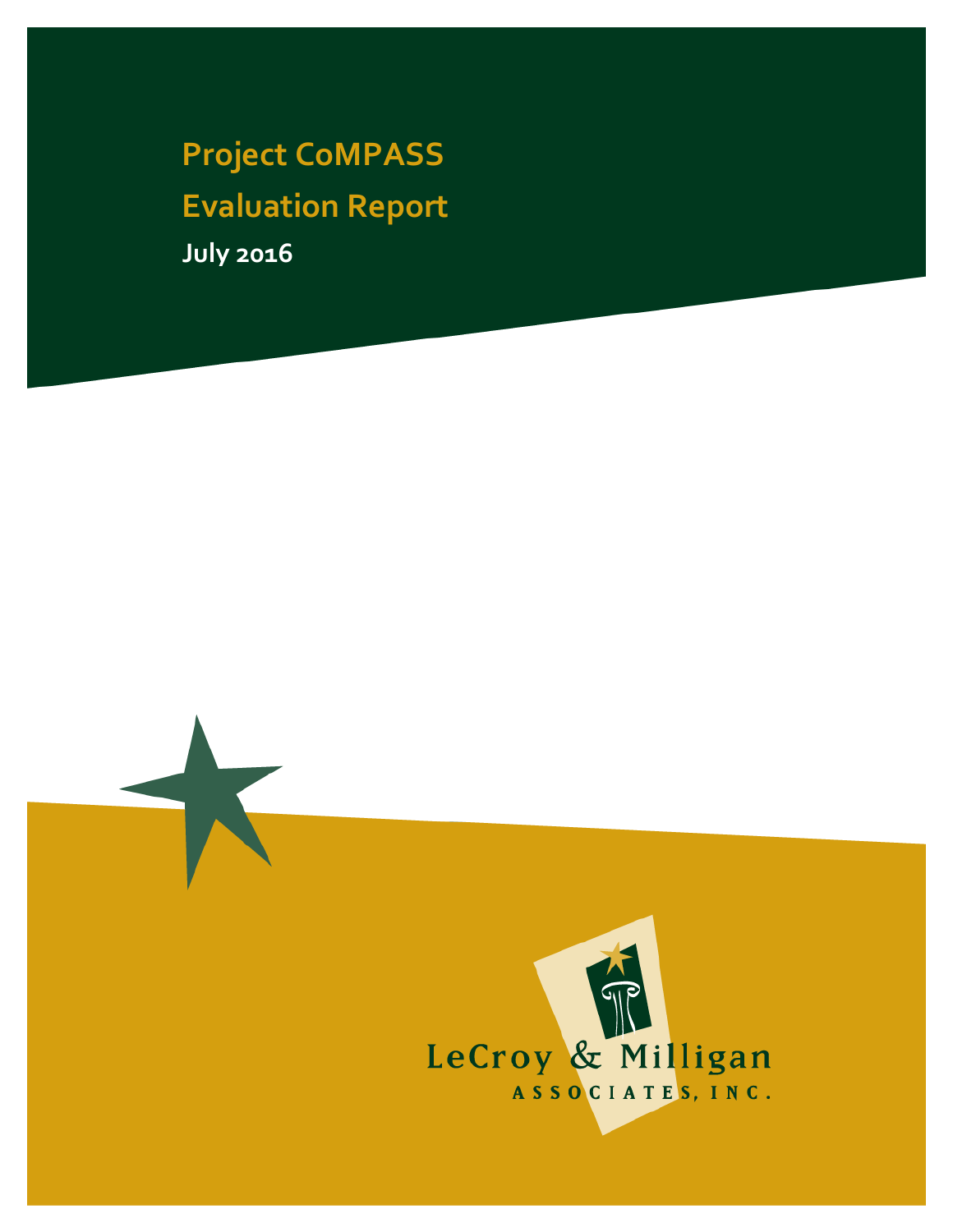# Project CoMPASS

# Evaluation Report

**July 2016**

LeCroy & Milligan

ASSOCIATES, INC.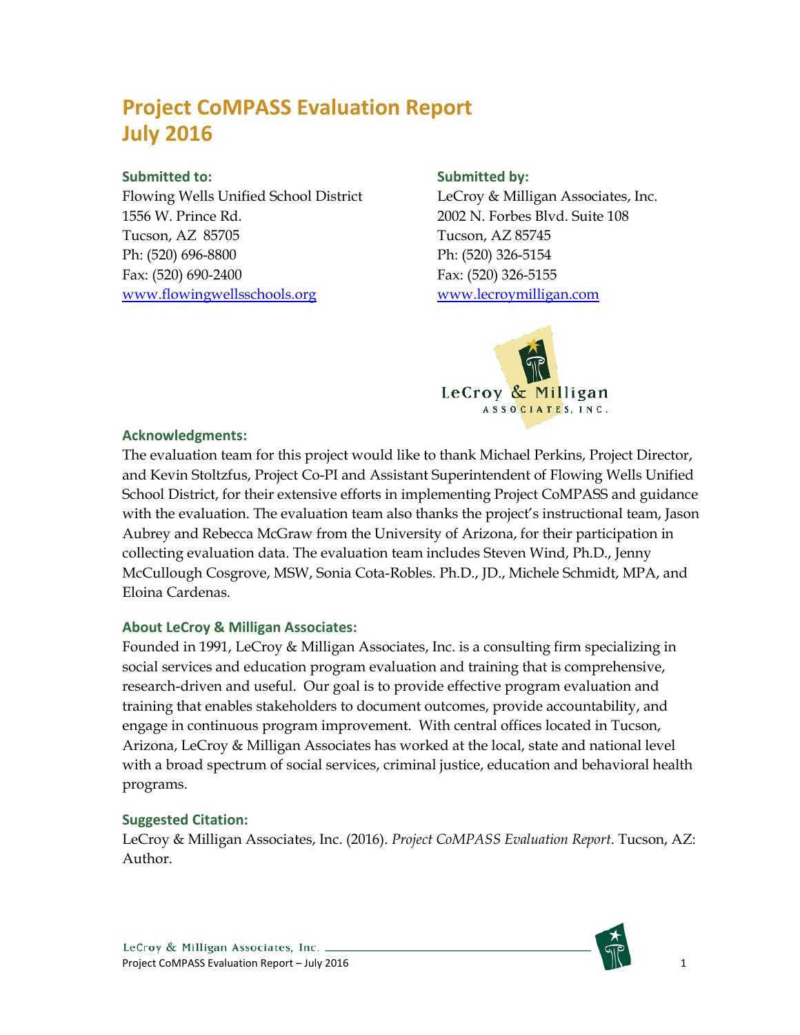# Project CoMPASS Evaluation Report
# July 2016

**Submitted to:**
Flowing Wells Unified School District
1556 W. Prince Rd.
Tucson, AZ 85705
Ph: (520) 696-8800
Fax: (520) 690-2400
www.flowingwellsschools.org

**Submitted by:**
LeCroy & Milligan Associates, Inc.
2002 N. Forbes Blvd. Suite 108
Tucson, AZ 85745
Ph: (520) 326-5154
Fax: (520) 326-5155
www.lecroymilligan.com

LeCroy & Milligan ASSOCIATES, INC.

### Acknowledgments:

The evaluation team for this project would like to thank Michael Perkins, Project Director, and Kevin Stoltzfus, Project Co-PI and Assistant Superintendent of Flowing Wells Unified School District, for their extensive efforts in implementing Project CoMPASS and guidance with the evaluation. The evaluation team also thanks the project's instructional team, Jason Aubrey and Rebecca McGraw from the University of Arizona, for their participation in collecting evaluation data. The evaluation team includes Steven Wind, Ph.D., Jenny McCullough Cosgrove, MSW, Sonia Cota-Robles. Ph.D., JD., Michele Schmidt, MPA, and Eloina Cardenas.

### About LeCroy & Milligan Associates:

Founded in 1991, LeCroy & Milligan Associates, Inc. is a consulting firm specializing in social services and education program evaluation and training that is comprehensive, research-driven and useful. Our goal is to provide effective program evaluation and training that enables stakeholders to document outcomes, provide accountability, and engage in continuous program improvement. With central offices located in Tucson, Arizona, LeCroy & Milligan Associates has worked at the local, state and national level with a broad spectrum of social services, criminal justice, education and behavioral health programs.

### Suggested Citation:

LeCroy & Milligan Associates, Inc. (2016). *Project CoMPASS Evaluation Report*. Tucson, AZ: Author.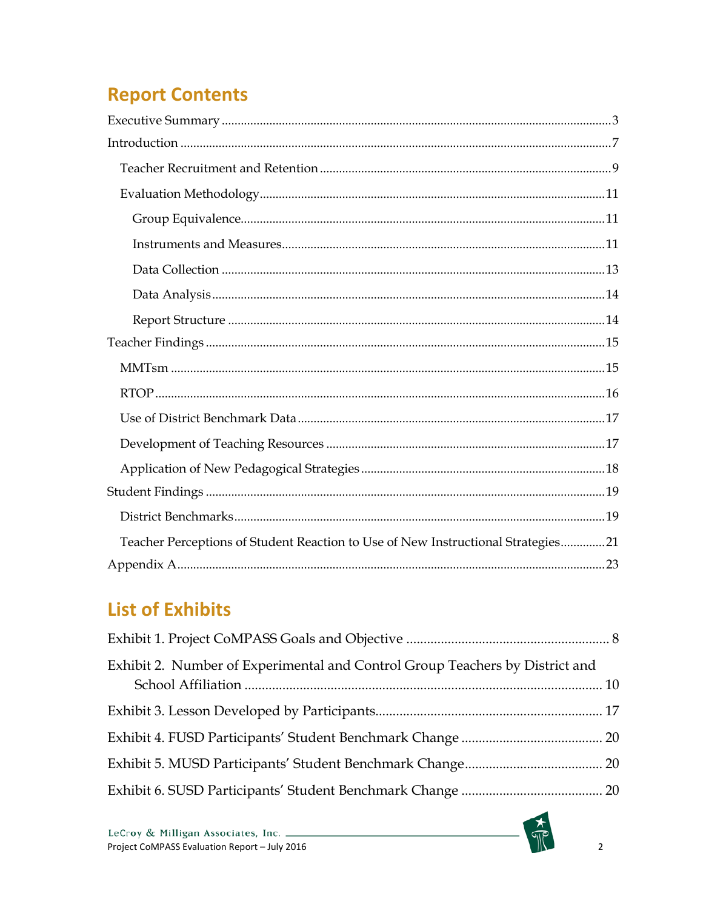## Report Contents

Executive Summary ........................................................................................................................3

Introduction ....................................................................................................................................7

- Teacher Recruitment and Retention ..........................................................................................9
- Evaluation Methodology..........................................................................................................11
  - Group Equivalence.................................................................................................................11
  - Instruments and Measures......................................................................................................11
  - Data Collection .......................................................................................................................13
  - Data Analysis..........................................................................................................................14
  - Report Structure .....................................................................................................................14

Teacher Findings ...........................................................................................................................15

- MMTsm ......................................................................................................................................15
- RTOP..........................................................................................................................................16
- Use of District Benchmark Data...............................................................................................17
- Development of Teaching Resources ......................................................................................17
- Application of New Pedagogical Strategies ...........................................................................18

Student Findings ...........................................................................................................................19

- District Benchmarks..................................................................................................................19
- Teacher Perceptions of Student Reaction to Use of New Instructional Strategies..............21

Appendix A....................................................................................................................................23

## List of Exhibits

Exhibit 1. Project CoMPASS Goals and Objective .......................................................... 8

Exhibit 2. Number of Experimental and Control Group Teachers by District and School Affiliation ........................................................................................................ 10

Exhibit 3. Lesson Developed by Participants................................................................. 17

Exhibit 4. FUSD Participants' Student Benchmark Change ......................................... 20

Exhibit 5. MUSD Participants' Student Benchmark Change........................................ 20

Exhibit 6. SUSD Participants' Student Benchmark Change ......................................... 20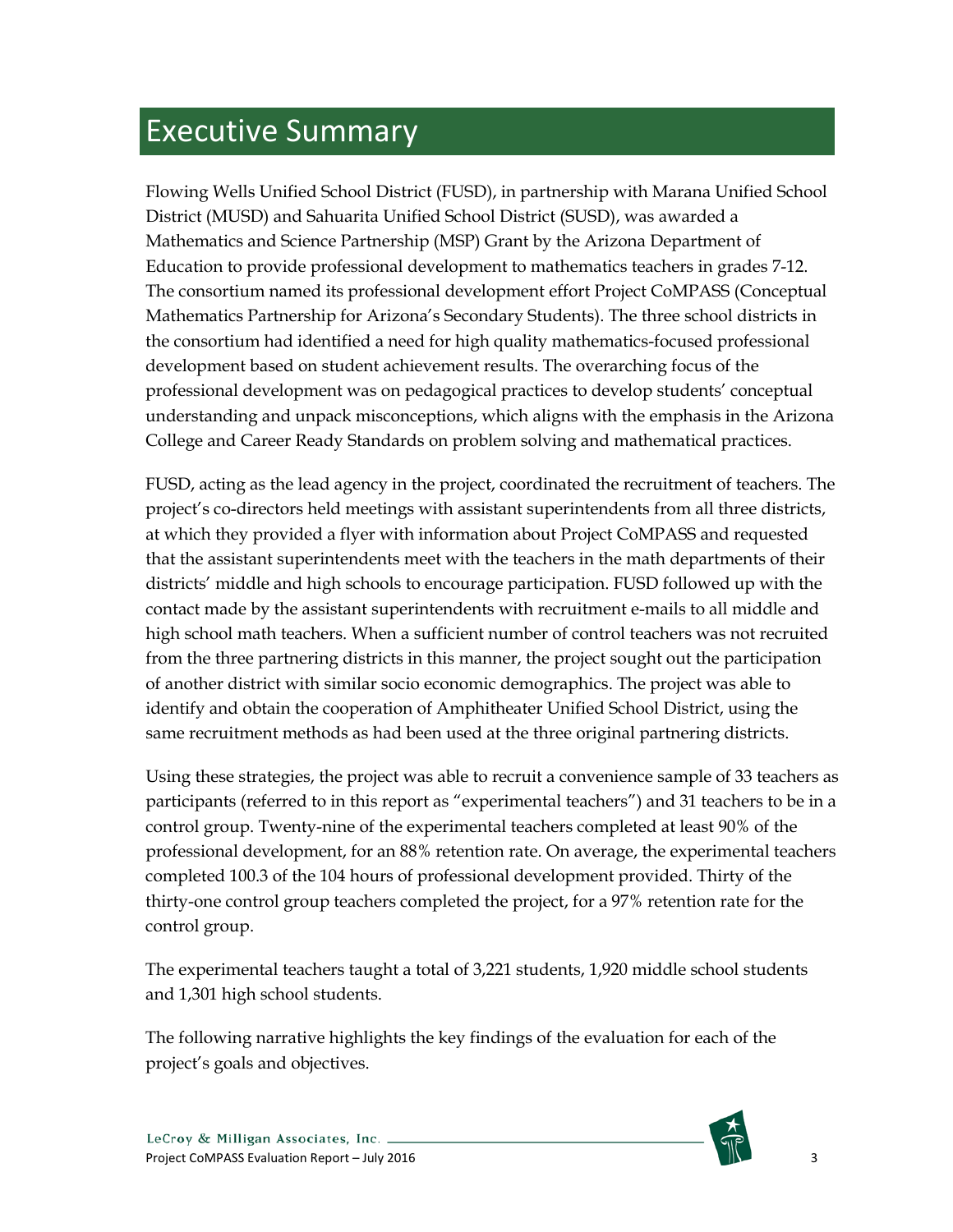# Executive Summary

Flowing Wells Unified School District (FUSD), in partnership with Marana Unified School District (MUSD) and Sahuarita Unified School District (SUSD), was awarded a Mathematics and Science Partnership (MSP) Grant by the Arizona Department of Education to provide professional development to mathematics teachers in grades 7-12. The consortium named its professional development effort Project CoMPASS (Conceptual Mathematics Partnership for Arizona's Secondary Students). The three school districts in the consortium had identified a need for high quality mathematics-focused professional development based on student achievement results. The overarching focus of the professional development was on pedagogical practices to develop students' conceptual understanding and unpack misconceptions, which aligns with the emphasis in the Arizona College and Career Ready Standards on problem solving and mathematical practices.

FUSD, acting as the lead agency in the project, coordinated the recruitment of teachers. The project's co-directors held meetings with assistant superintendents from all three districts, at which they provided a flyer with information about Project CoMPASS and requested that the assistant superintendents meet with the teachers in the math departments of their districts' middle and high schools to encourage participation. FUSD followed up with the contact made by the assistant superintendents with recruitment e-mails to all middle and high school math teachers. When a sufficient number of control teachers was not recruited from the three partnering districts in this manner, the project sought out the participation of another district with similar socio economic demographics. The project was able to identify and obtain the cooperation of Amphitheater Unified School District, using the same recruitment methods as had been used at the three original partnering districts.

Using these strategies, the project was able to recruit a convenience sample of 33 teachers as participants (referred to in this report as "experimental teachers") and 31 teachers to be in a control group. Twenty-nine of the experimental teachers completed at least 90% of the professional development, for an 88% retention rate. On average, the experimental teachers completed 100.3 of the 104 hours of professional development provided. Thirty of the thirty-one control group teachers completed the project, for a 97% retention rate for the control group.

The experimental teachers taught a total of 3,221 students, 1,920 middle school students and 1,301 high school students.

The following narrative highlights the key findings of the evaluation for each of the project's goals and objectives.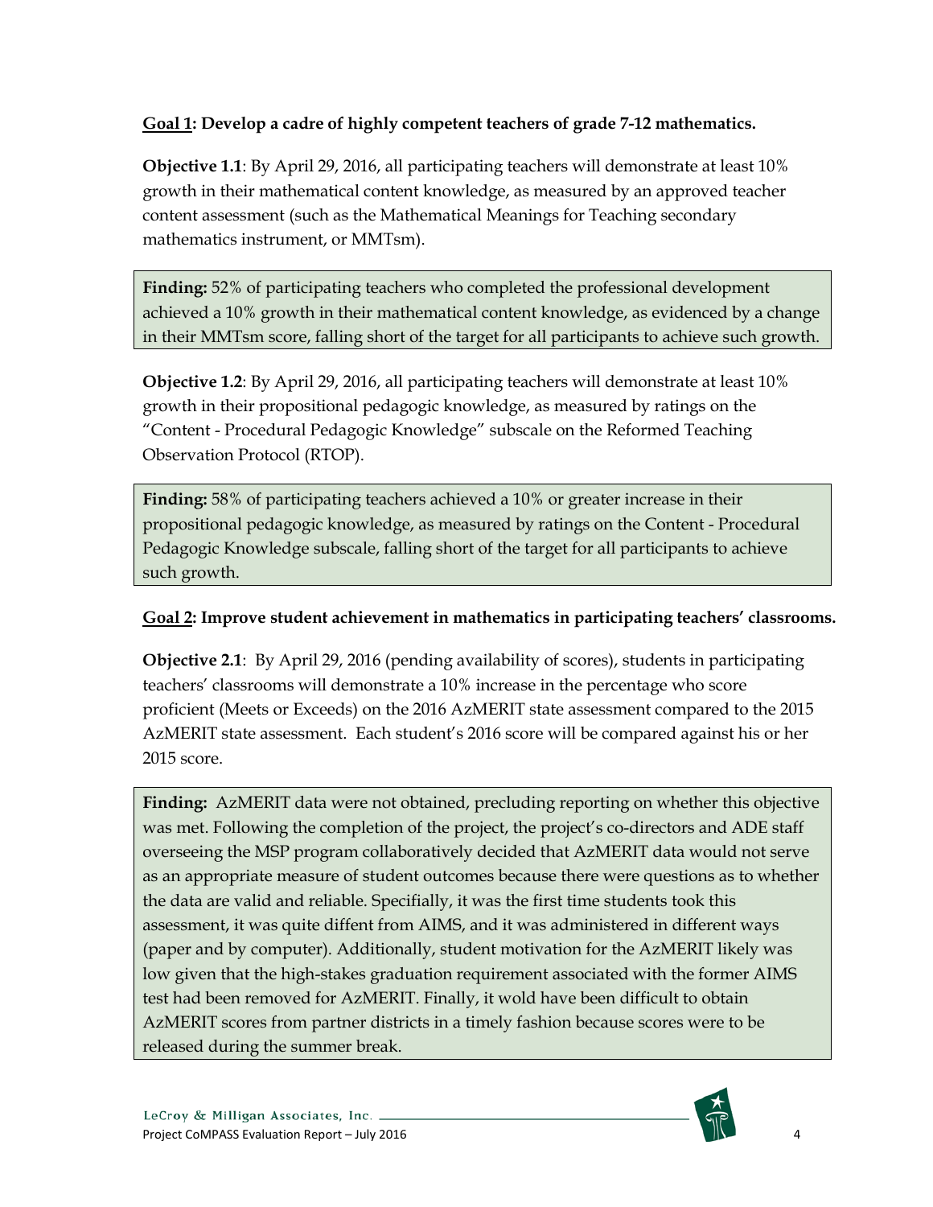**<u>Goal 1</u>: Develop a cadre of highly competent teachers of grade 7-12 mathematics.**

**Objective 1.1**: By April 29, 2016, all participating teachers will demonstrate at least 10% growth in their mathematical content knowledge, as measured by an approved teacher content assessment (such as the Mathematical Meanings for Teaching secondary mathematics instrument, or MMTsm).

> **Finding:** 52% of participating teachers who completed the professional development achieved a 10% growth in their mathematical content knowledge, as evidenced by a change in their MMTsm score, falling short of the target for all participants to achieve such growth.

**Objective 1.2**: By April 29, 2016, all participating teachers will demonstrate at least 10% growth in their propositional pedagogic knowledge, as measured by ratings on the "Content - Procedural Pedagogic Knowledge" subscale on the Reformed Teaching Observation Protocol (RTOP).

> **Finding:** 58% of participating teachers achieved a 10% or greater increase in their propositional pedagogic knowledge, as measured by ratings on the Content - Procedural Pedagogic Knowledge subscale, falling short of the target for all participants to achieve such growth.

**<u>Goal 2</u>: Improve student achievement in mathematics in participating teachers' classrooms.**

**Objective 2.1**: By April 29, 2016 (pending availability of scores), students in participating teachers' classrooms will demonstrate a 10% increase in the percentage who score proficient (Meets or Exceeds) on the 2016 AzMERIT state assessment compared to the 2015 AzMERIT state assessment. Each student's 2016 score will be compared against his or her 2015 score.

> **Finding:** AzMERIT data were not obtained, precluding reporting on whether this objective was met. Following the completion of the project, the project's co-directors and ADE staff overseeing the MSP program collaboratively decided that AzMERIT data would not serve as an appropriate measure of student outcomes because there were questions as to whether the data are valid and reliable. Specifially, it was the first time students took this assessment, it was quite diffent from AIMS, and it was administered in different ways (paper and by computer). Additionally, student motivation for the AzMERIT likely was low given that the high-stakes graduation requirement associated with the former AIMS test had been removed for AzMERIT. Finally, it wold have been difficult to obtain AzMERIT scores from partner districts in a timely fashion because scores were to be released during the summer break.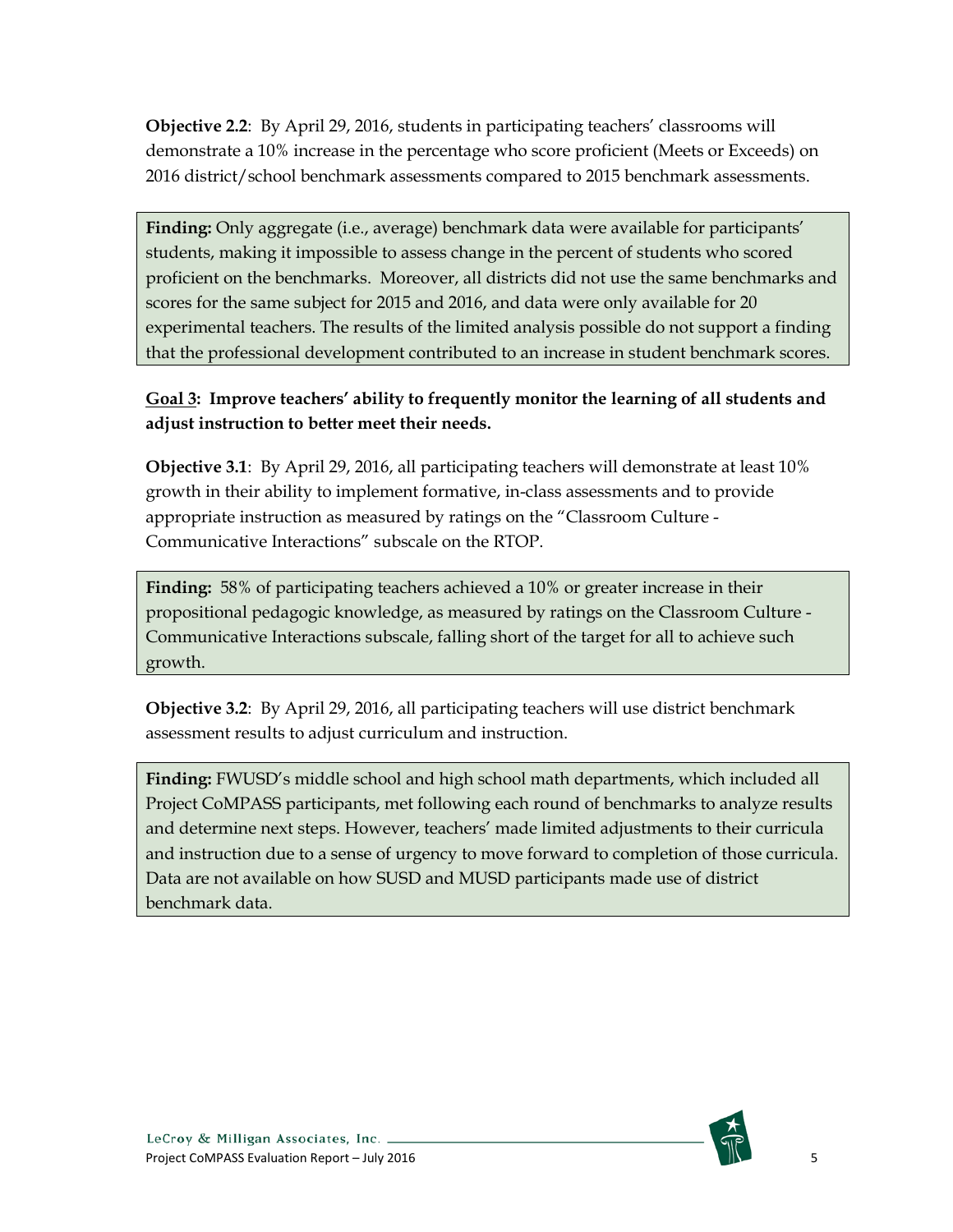**Objective 2.2**: By April 29, 2016, students in participating teachers' classrooms will demonstrate a 10% increase in the percentage who score proficient (Meets or Exceeds) on 2016 district/school benchmark assessments compared to 2015 benchmark assessments.

**Finding:** Only aggregate (i.e., average) benchmark data were available for participants' students, making it impossible to assess change in the percent of students who scored proficient on the benchmarks. Moreover, all districts did not use the same benchmarks and scores for the same subject for 2015 and 2016, and data were only available for 20 experimental teachers. The results of the limited analysis possible do not support a finding that the professional development contributed to an increase in student benchmark scores.

**Goal 3: Improve teachers' ability to frequently monitor the learning of all students and adjust instruction to better meet their needs.**

**Objective 3.1**: By April 29, 2016, all participating teachers will demonstrate at least 10% growth in their ability to implement formative, in-class assessments and to provide appropriate instruction as measured by ratings on the "Classroom Culture - Communicative Interactions" subscale on the RTOP.

**Finding:** 58% of participating teachers achieved a 10% or greater increase in their propositional pedagogic knowledge, as measured by ratings on the Classroom Culture - Communicative Interactions subscale, falling short of the target for all to achieve such growth.

**Objective 3.2**: By April 29, 2016, all participating teachers will use district benchmark assessment results to adjust curriculum and instruction.

**Finding:** FWUSD's middle school and high school math departments, which included all Project CoMPASS participants, met following each round of benchmarks to analyze results and determine next steps. However, teachers' made limited adjustments to their curricula and instruction due to a sense of urgency to move forward to completion of those curricula. Data are not available on how SUSD and MUSD participants made use of district benchmark data.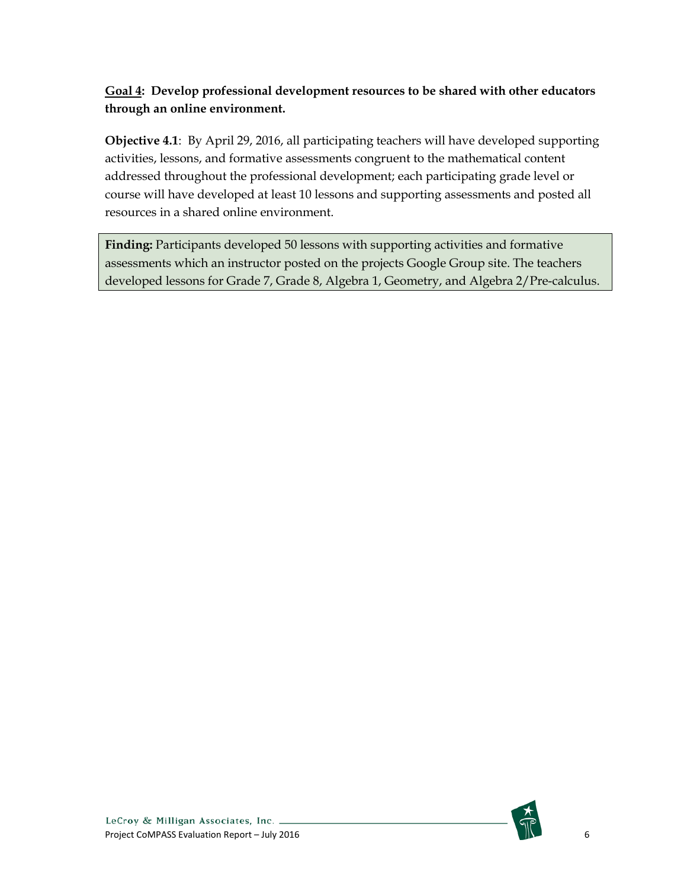**Goal 4: Develop professional development resources to be shared with other educators through an online environment.**

**Objective 4.1**: By April 29, 2016, all participating teachers will have developed supporting activities, lessons, and formative assessments congruent to the mathematical content addressed throughout the professional development; each participating grade level or course will have developed at least 10 lessons and supporting assessments and posted all resources in a shared online environment.

**Finding:** Participants developed 50 lessons with supporting activities and formative assessments which an instructor posted on the projects Google Group site. The teachers developed lessons for Grade 7, Grade 8, Algebra 1, Geometry, and Algebra 2/Pre-calculus.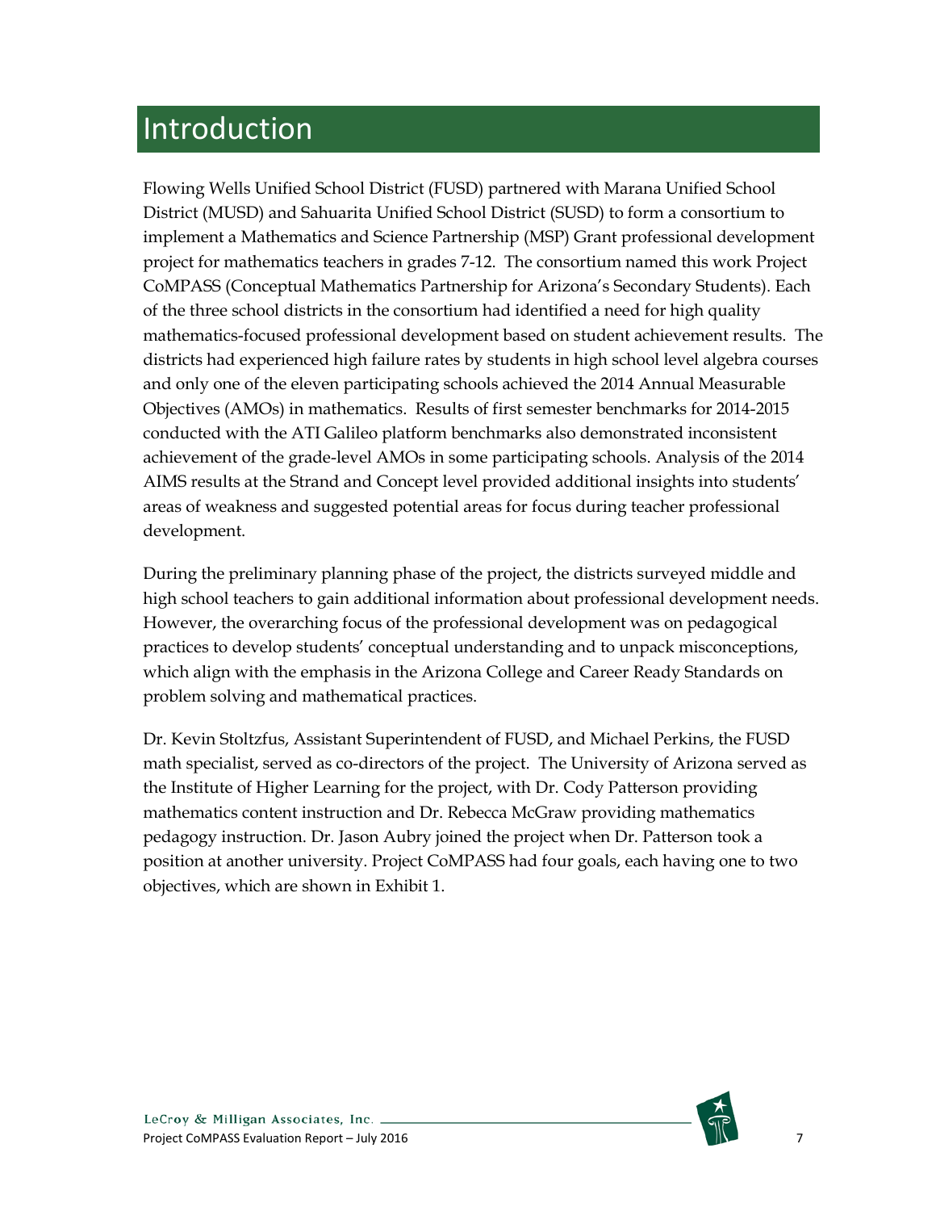# Introduction

Flowing Wells Unified School District (FUSD) partnered with Marana Unified School District (MUSD) and Sahuarita Unified School District (SUSD) to form a consortium to implement a Mathematics and Science Partnership (MSP) Grant professional development project for mathematics teachers in grades 7-12. The consortium named this work Project CoMPASS (Conceptual Mathematics Partnership for Arizona's Secondary Students). Each of the three school districts in the consortium had identified a need for high quality mathematics-focused professional development based on student achievement results. The districts had experienced high failure rates by students in high school level algebra courses and only one of the eleven participating schools achieved the 2014 Annual Measurable Objectives (AMOs) in mathematics. Results of first semester benchmarks for 2014-2015 conducted with the ATI Galileo platform benchmarks also demonstrated inconsistent achievement of the grade-level AMOs in some participating schools. Analysis of the 2014 AIMS results at the Strand and Concept level provided additional insights into students' areas of weakness and suggested potential areas for focus during teacher professional development.

During the preliminary planning phase of the project, the districts surveyed middle and high school teachers to gain additional information about professional development needs. However, the overarching focus of the professional development was on pedagogical practices to develop students' conceptual understanding and to unpack misconceptions, which align with the emphasis in the Arizona College and Career Ready Standards on problem solving and mathematical practices.

Dr. Kevin Stoltzfus, Assistant Superintendent of FUSD, and Michael Perkins, the FUSD math specialist, served as co-directors of the project. The University of Arizona served as the Institute of Higher Learning for the project, with Dr. Cody Patterson providing mathematics content instruction and Dr. Rebecca McGraw providing mathematics pedagogy instruction. Dr. Jason Aubry joined the project when Dr. Patterson took a position at another university. Project CoMPASS had four goals, each having one to two objectives, which are shown in Exhibit 1.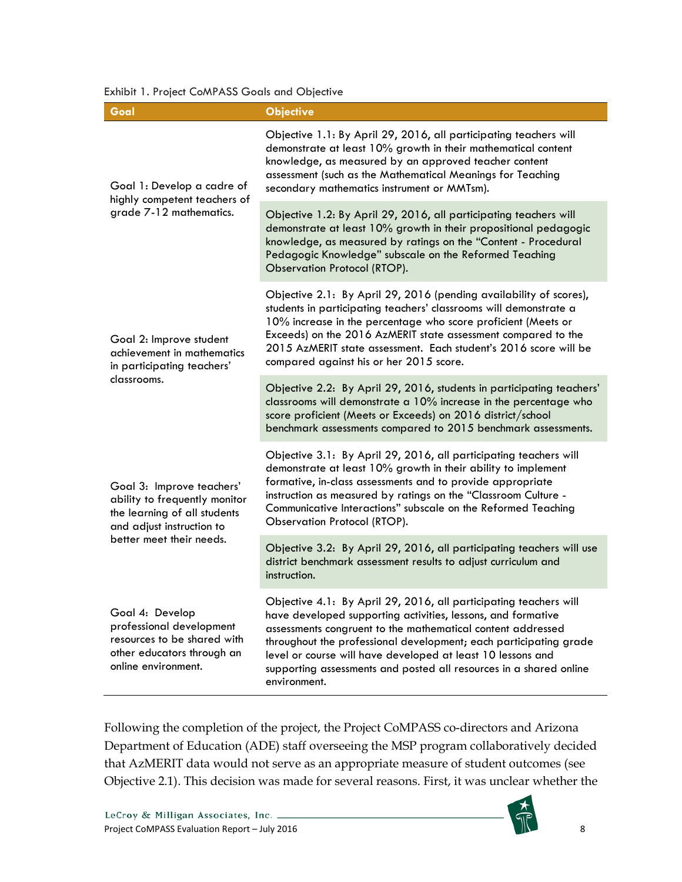Exhibit 1. Project CoMPASS Goals and Objective

| Goal | Objective |
| --- | --- |
| Goal 1: Develop a cadre of highly competent teachers of grade 7-12 mathematics. | Objective 1.1: By April 29, 2016, all participating teachers will demonstrate at least 10% growth in their mathematical content knowledge, as measured by an approved teacher content assessment (such as the Mathematical Meanings for Teaching secondary mathematics instrument or MMTsm). |
| | Objective 1.2: By April 29, 2016, all participating teachers will demonstrate at least 10% growth in their propositional pedagogic knowledge, as measured by ratings on the "Content - Procedural Pedagogic Knowledge" subscale on the Reformed Teaching Observation Protocol (RTOP). |
| Goal 2: Improve student achievement in mathematics in participating teachers' classrooms. | Objective 2.1: By April 29, 2016 (pending availability of scores), students in participating teachers' classrooms will demonstrate a 10% increase in the percentage who score proficient (Meets or Exceeds) on the 2016 AzMERIT state assessment compared to the 2015 AzMERIT state assessment. Each student's 2016 score will be compared against his or her 2015 score. |
| | Objective 2.2: By April 29, 2016, students in participating teachers' classrooms will demonstrate a 10% increase in the percentage who score proficient (Meets or Exceeds) on 2016 district/school benchmark assessments compared to 2015 benchmark assessments. |
| Goal 3: Improve teachers' ability to frequently monitor the learning of all students and adjust instruction to better meet their needs. | Objective 3.1: By April 29, 2016, all participating teachers will demonstrate at least 10% growth in their ability to implement formative, in-class assessments and to provide appropriate instruction as measured by ratings on the "Classroom Culture - Communicative Interactions" subscale on the Reformed Teaching Observation Protocol (RTOP). |
| | Objective 3.2: By April 29, 2016, all participating teachers will use district benchmark assessment results to adjust curriculum and instruction. |
| Goal 4: Develop professional development resources to be shared with other educators through an online environment. | Objective 4.1: By April 29, 2016, all participating teachers will have developed supporting activities, lessons, and formative assessments congruent to the mathematical content addressed throughout the professional development; each participating grade level or course will have developed at least 10 lessons and supporting assessments and posted all resources in a shared online environment. |

Following the completion of the project, the Project CoMPASS co-directors and Arizona Department of Education (ADE) staff overseeing the MSP program collaboratively decided that AzMERIT data would not serve as an appropriate measure of student outcomes (see Objective 2.1). This decision was made for several reasons. First, it was unclear whether the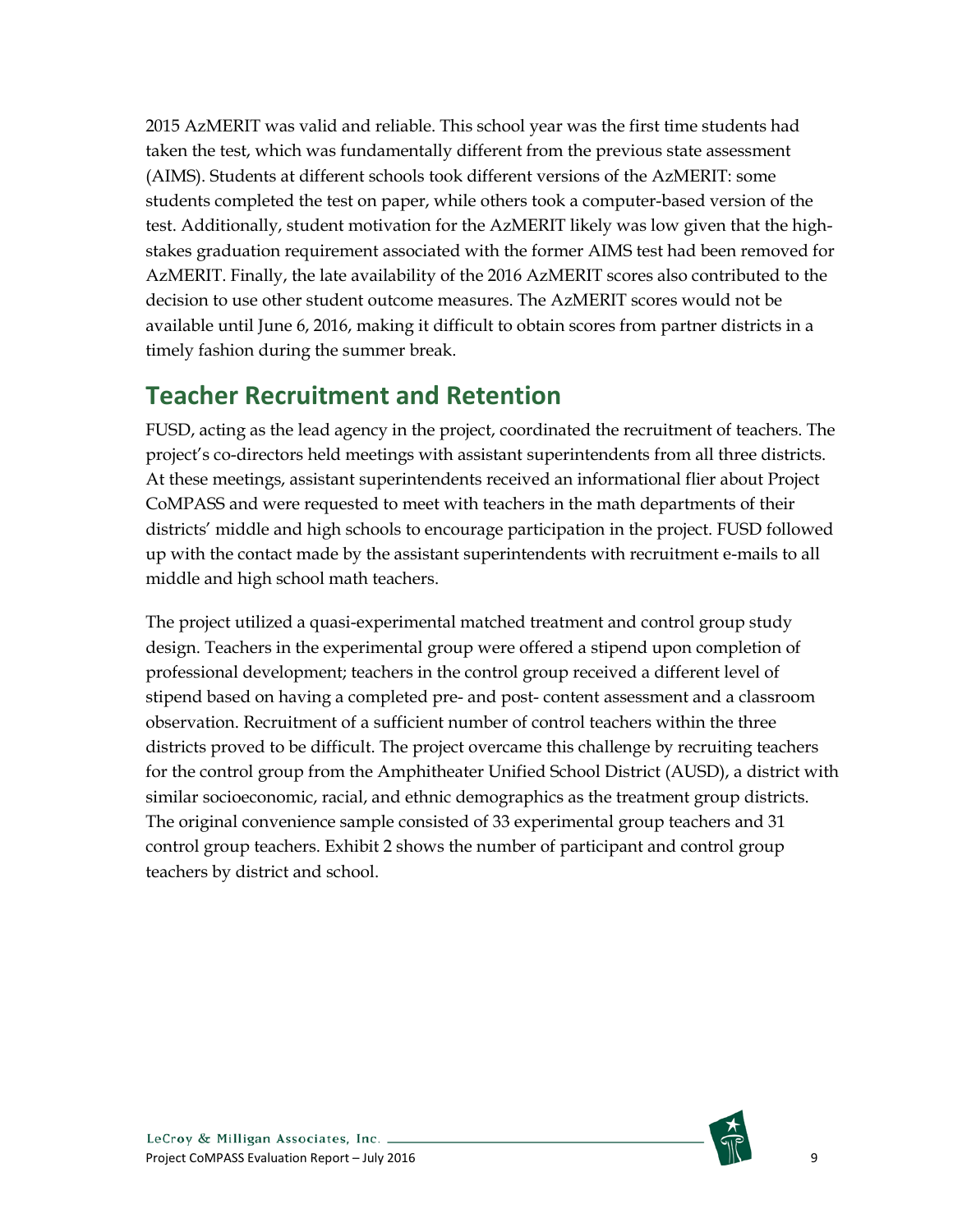2015 AzMERIT was valid and reliable. This school year was the first time students had taken the test, which was fundamentally different from the previous state assessment (AIMS). Students at different schools took different versions of the AzMERIT: some students completed the test on paper, while others took a computer-based version of the test. Additionally, student motivation for the AzMERIT likely was low given that the high-stakes graduation requirement associated with the former AIMS test had been removed for AzMERIT. Finally, the late availability of the 2016 AzMERIT scores also contributed to the decision to use other student outcome measures. The AzMERIT scores would not be available until June 6, 2016, making it difficult to obtain scores from partner districts in a timely fashion during the summer break.

## Teacher Recruitment and Retention

FUSD, acting as the lead agency in the project, coordinated the recruitment of teachers. The project's co-directors held meetings with assistant superintendents from all three districts. At these meetings, assistant superintendents received an informational flier about Project CoMPASS and were requested to meet with teachers in the math departments of their districts' middle and high schools to encourage participation in the project. FUSD followed up with the contact made by the assistant superintendents with recruitment e-mails to all middle and high school math teachers.

The project utilized a quasi-experimental matched treatment and control group study design. Teachers in the experimental group were offered a stipend upon completion of professional development; teachers in the control group received a different level of stipend based on having a completed pre- and post- content assessment and a classroom observation. Recruitment of a sufficient number of control teachers within the three districts proved to be difficult. The project overcame this challenge by recruiting teachers for the control group from the Amphitheater Unified School District (AUSD), a district with similar socioeconomic, racial, and ethnic demographics as the treatment group districts. The original convenience sample consisted of 33 experimental group teachers and 31 control group teachers. Exhibit 2 shows the number of participant and control group teachers by district and school.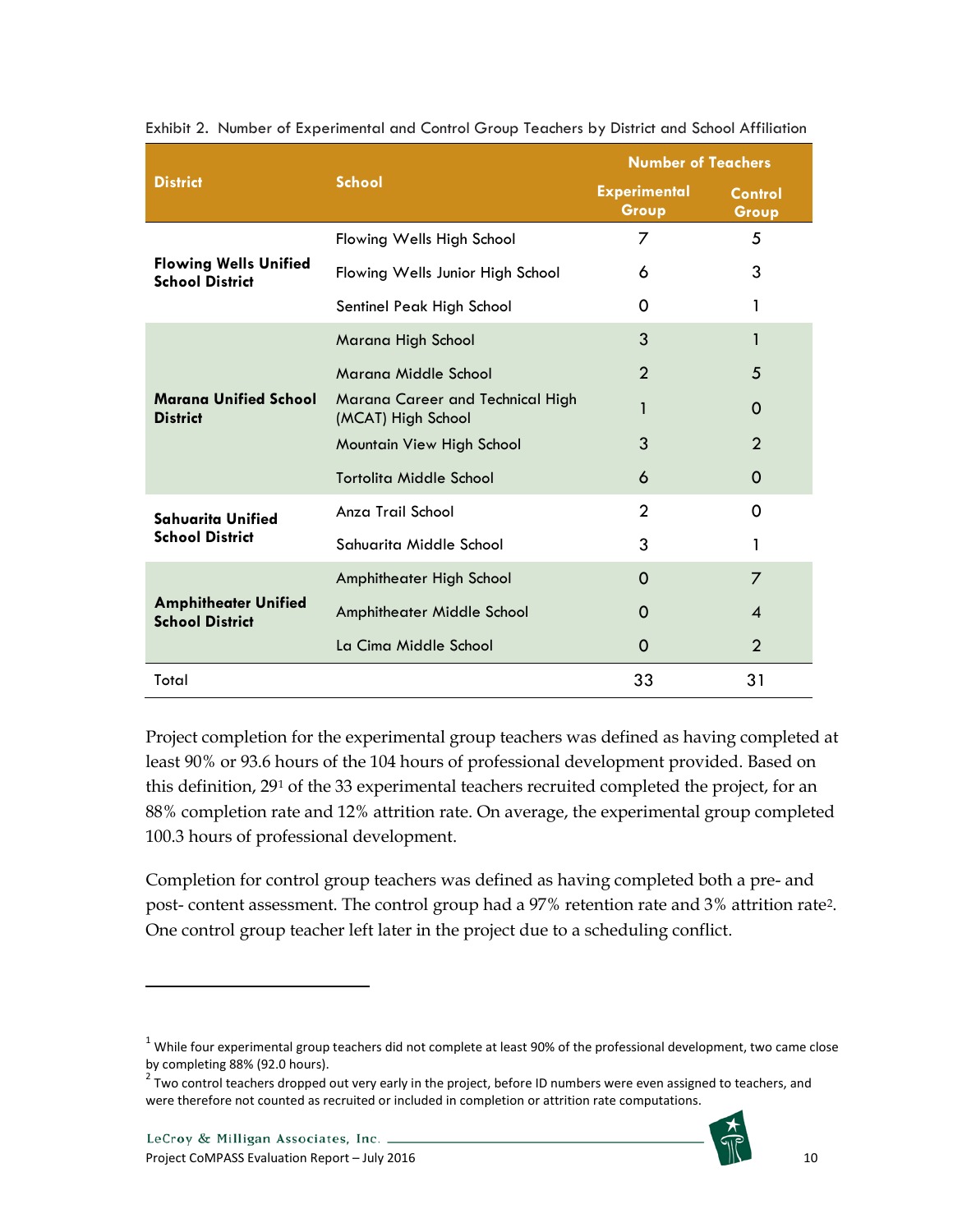Exhibit 2. Number of Experimental and Control Group Teachers by District and School Affiliation

| District | School | Number of Teachers | |
|---|---|---|---|
| | | Experimental Group | Control Group |
| **Flowing Wells Unified School District** | Flowing Wells High School | 7 | 5 |
| | Flowing Wells Junior High School | 6 | 3 |
| | Sentinel Peak High School | 0 | 1 |
| **Marana Unified School District** | Marana High School | 3 | 1 |
| | Marana Middle School | 2 | 5 |
| | Marana Career and Technical High (MCAT) High School | 1 | 0 |
| | Mountain View High School | 3 | 2 |
| | Tortolita Middle School | 6 | 0 |
| **Sahuarita Unified School District** | Anza Trail School | 2 | 0 |
| | Sahuarita Middle School | 3 | 1 |
| **Amphitheater Unified School District** | Amphitheater High School | 0 | 7 |
| | Amphitheater Middle School | 0 | 4 |
| | La Cima Middle School | 0 | 2 |
| Total | | 33 | 31 |

Project completion for the experimental group teachers was defined as having completed at least 90% or 93.6 hours of the 104 hours of professional development provided. Based on this definition, 29[1] of the 33 experimental teachers recruited completed the project, for an 88% completion rate and 12% attrition rate. On average, the experimental group completed 100.3 hours of professional development.

Completion for control group teachers was defined as having completed both a pre- and post- content assessment. The control group had a 97% retention rate and 3% attrition rate[2]. One control group teacher left later in the project due to a scheduling conflict.

---

[1] While four experimental group teachers did not complete at least 90% of the professional development, two came close by completing 88% (92.0 hours).

[2] Two control teachers dropped out very early in the project, before ID numbers were even assigned to teachers, and were therefore not counted as recruited or included in completion or attrition rate computations.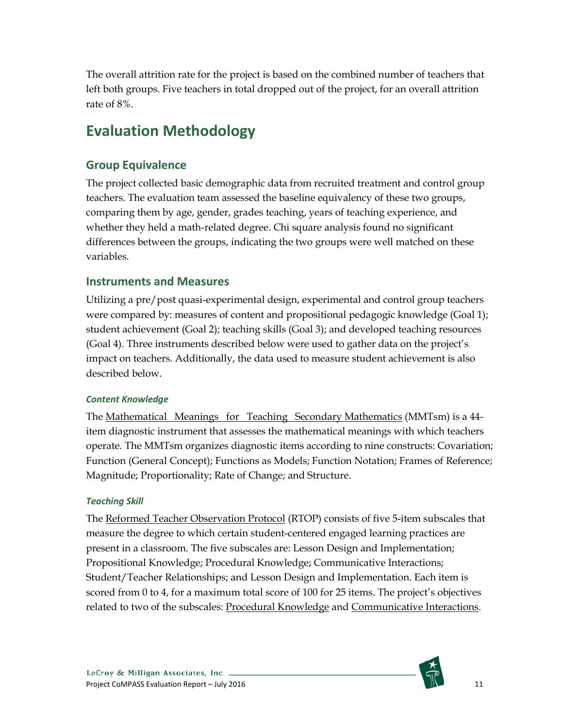The overall attrition rate for the project is based on the combined number of teachers that left both groups. Five teachers in total dropped out of the project, for an overall attrition rate of 8%.

# Evaluation Methodology

## Group Equivalence

The project collected basic demographic data from recruited treatment and control group teachers. The evaluation team assessed the baseline equivalency of these two groups, comparing them by age, gender, grades teaching, years of teaching experience, and whether they held a math-related degree. Chi square analysis found no significant differences between the groups, indicating the two groups were well matched on these variables.

## Instruments and Measures

Utilizing a pre/post quasi-experimental design, experimental and control group teachers were compared by: measures of content and propositional pedagogic knowledge (Goal 1); student achievement (Goal 2); teaching skills (Goal 3); and developed teaching resources (Goal 4). Three instruments described below were used to gather data on the project's impact on teachers. Additionally, the data used to measure student achievement is also described below.

### *Content Knowledge*

The Mathematical Meanings for Teaching Secondary Mathematics (MMTsm) is a 44-item diagnostic instrument that assesses the mathematical meanings with which teachers operate. The MMTsm organizes diagnostic items according to nine constructs: Covariation; Function (General Concept); Functions as Models; Function Notation; Frames of Reference; Magnitude; Proportionality; Rate of Change; and Structure.

### *Teaching Skill*

The Reformed Teacher Observation Protocol (RTOP) consists of five 5-item subscales that measure the degree to which certain student-centered engaged learning practices are present in a classroom. The five subscales are: Lesson Design and Implementation; Propositional Knowledge; Procedural Knowledge; Communicative Interactions; Student/Teacher Relationships; and Lesson Design and Implementation. Each item is scored from 0 to 4, for a maximum total score of 100 for 25 items. The project's objectives related to two of the subscales: Procedural Knowledge and Communicative Interactions.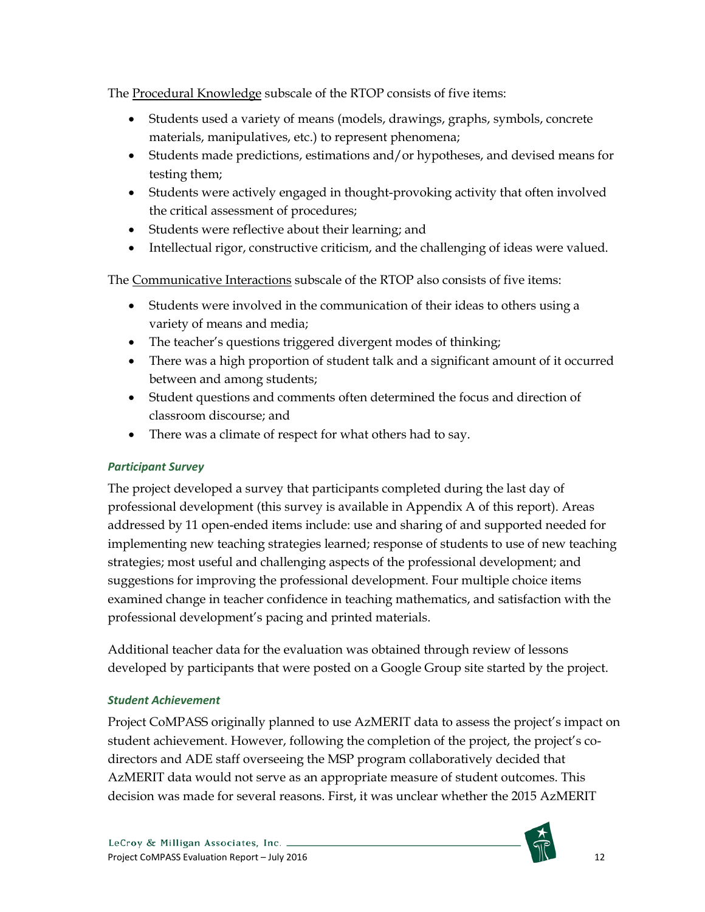The Procedural Knowledge subscale of the RTOP consists of five items:

- Students used a variety of means (models, drawings, graphs, symbols, concrete materials, manipulatives, etc.) to represent phenomena;
- Students made predictions, estimations and/or hypotheses, and devised means for testing them;
- Students were actively engaged in thought-provoking activity that often involved the critical assessment of procedures;
- Students were reflective about their learning; and
- Intellectual rigor, constructive criticism, and the challenging of ideas were valued.

The Communicative Interactions subscale of the RTOP also consists of five items:

- Students were involved in the communication of their ideas to others using a variety of means and media;
- The teacher's questions triggered divergent modes of thinking;
- There was a high proportion of student talk and a significant amount of it occurred between and among students;
- Student questions and comments often determined the focus and direction of classroom discourse; and
- There was a climate of respect for what others had to say.

#### *Participant Survey*

The project developed a survey that participants completed during the last day of professional development (this survey is available in Appendix A of this report). Areas addressed by 11 open-ended items include: use and sharing of and supported needed for implementing new teaching strategies learned; response of students to use of new teaching strategies; most useful and challenging aspects of the professional development; and suggestions for improving the professional development. Four multiple choice items examined change in teacher confidence in teaching mathematics, and satisfaction with the professional development's pacing and printed materials.

Additional teacher data for the evaluation was obtained through review of lessons developed by participants that were posted on a Google Group site started by the project.

#### *Student Achievement*

Project CoMPASS originally planned to use AzMERIT data to assess the project's impact on student achievement. However, following the completion of the project, the project's co-directors and ADE staff overseeing the MSP program collaboratively decided that AzMERIT data would not serve as an appropriate measure of student outcomes. This decision was made for several reasons. First, it was unclear whether the 2015 AzMERIT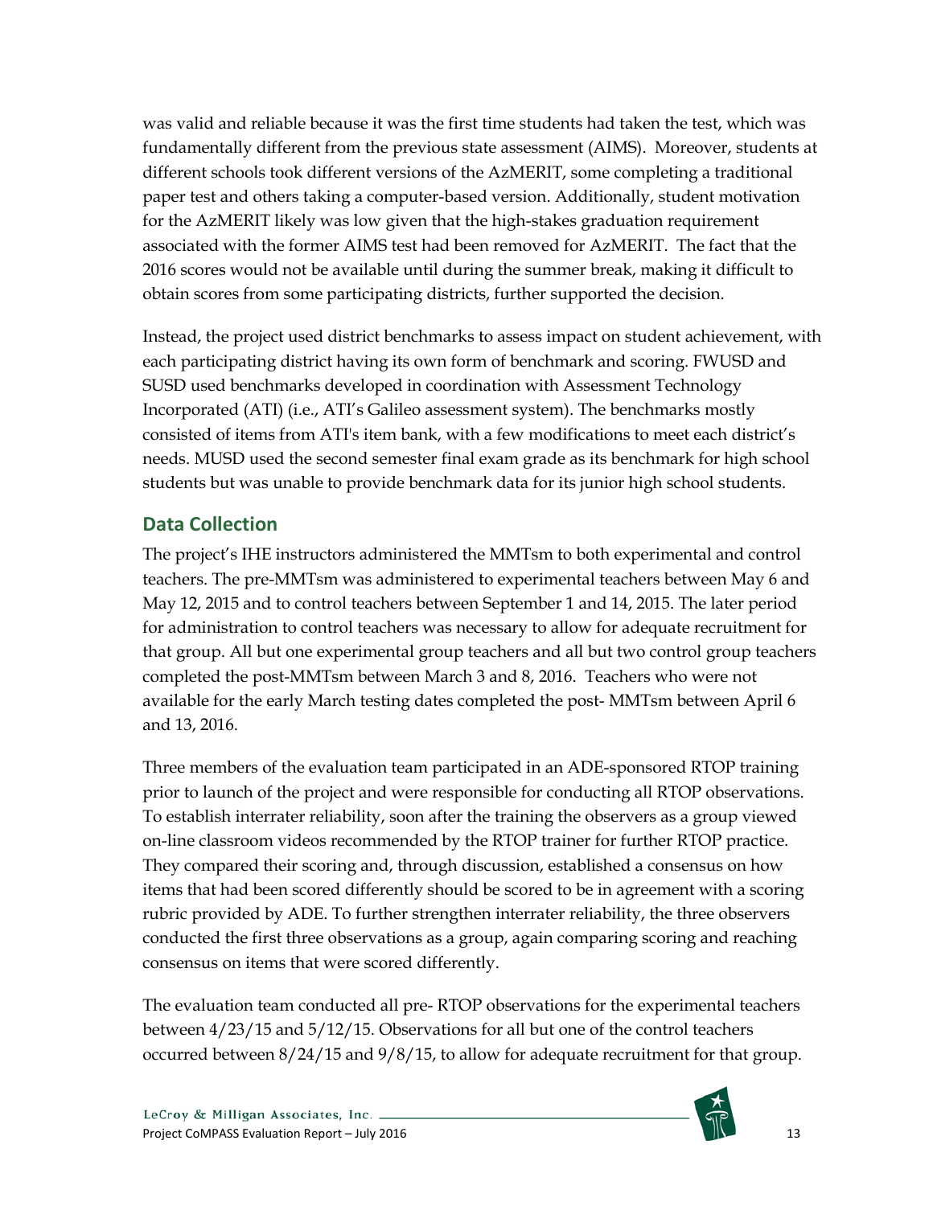was valid and reliable because it was the first time students had taken the test, which was fundamentally different from the previous state assessment (AIMS). Moreover, students at different schools took different versions of the AzMERIT, some completing a traditional paper test and others taking a computer-based version. Additionally, student motivation for the AzMERIT likely was low given that the high-stakes graduation requirement associated with the former AIMS test had been removed for AzMERIT. The fact that the 2016 scores would not be available until during the summer break, making it difficult to obtain scores from some participating districts, further supported the decision.

Instead, the project used district benchmarks to assess impact on student achievement, with each participating district having its own form of benchmark and scoring. FWUSD and SUSD used benchmarks developed in coordination with Assessment Technology Incorporated (ATI) (i.e., ATI's Galileo assessment system). The benchmarks mostly consisted of items from ATI's item bank, with a few modifications to meet each district's needs. MUSD used the second semester final exam grade as its benchmark for high school students but was unable to provide benchmark data for its junior high school students.

## Data Collection

The project's IHE instructors administered the MMTsm to both experimental and control teachers. The pre-MMTsm was administered to experimental teachers between May 6 and May 12, 2015 and to control teachers between September 1 and 14, 2015. The later period for administration to control teachers was necessary to allow for adequate recruitment for that group. All but one experimental group teachers and all but two control group teachers completed the post-MMTsm between March 3 and 8, 2016. Teachers who were not available for the early March testing dates completed the post- MMTsm between April 6 and 13, 2016.

Three members of the evaluation team participated in an ADE-sponsored RTOP training prior to launch of the project and were responsible for conducting all RTOP observations. To establish interrater reliability, soon after the training the observers as a group viewed on-line classroom videos recommended by the RTOP trainer for further RTOP practice. They compared their scoring and, through discussion, established a consensus on how items that had been scored differently should be scored to be in agreement with a scoring rubric provided by ADE. To further strengthen interrater reliability, the three observers conducted the first three observations as a group, again comparing scoring and reaching consensus on items that were scored differently.

The evaluation team conducted all pre- RTOP observations for the experimental teachers between 4/23/15 and 5/12/15. Observations for all but one of the control teachers occurred between 8/24/15 and 9/8/15, to allow for adequate recruitment for that group.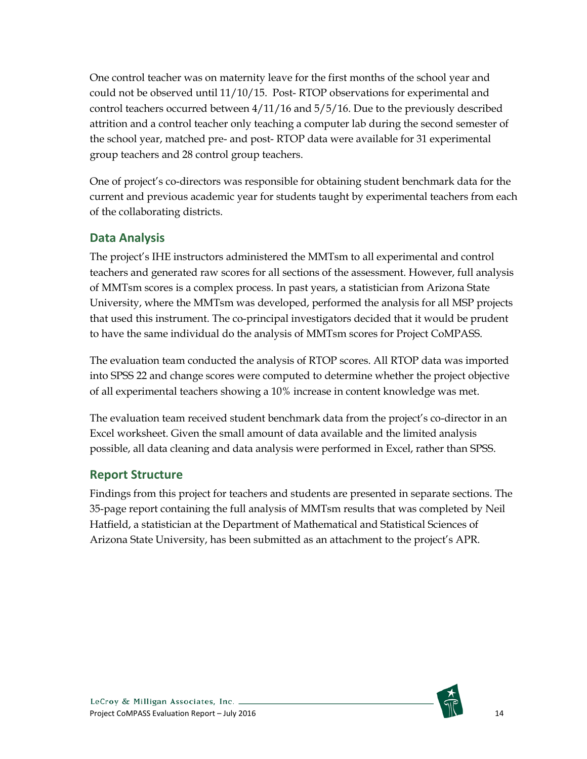One control teacher was on maternity leave for the first months of the school year and could not be observed until 11/10/15. Post- RTOP observations for experimental and control teachers occurred between 4/11/16 and 5/5/16. Due to the previously described attrition and a control teacher only teaching a computer lab during the second semester of the school year, matched pre- and post- RTOP data were available for 31 experimental group teachers and 28 control group teachers.

One of project's co-directors was responsible for obtaining student benchmark data for the current and previous academic year for students taught by experimental teachers from each of the collaborating districts.

## Data Analysis

The project's IHE instructors administered the MMTsm to all experimental and control teachers and generated raw scores for all sections of the assessment. However, full analysis of MMTsm scores is a complex process. In past years, a statistician from Arizona State University, where the MMTsm was developed, performed the analysis for all MSP projects that used this instrument. The co-principal investigators decided that it would be prudent to have the same individual do the analysis of MMTsm scores for Project CoMPASS.

The evaluation team conducted the analysis of RTOP scores. All RTOP data was imported into SPSS 22 and change scores were computed to determine whether the project objective of all experimental teachers showing a 10% increase in content knowledge was met.

The evaluation team received student benchmark data from the project's co-director in an Excel worksheet. Given the small amount of data available and the limited analysis possible, all data cleaning and data analysis were performed in Excel, rather than SPSS.

## Report Structure

Findings from this project for teachers and students are presented in separate sections. The 35-page report containing the full analysis of MMTsm results that was completed by Neil Hatfield, a statistician at the Department of Mathematical and Statistical Sciences of Arizona State University, has been submitted as an attachment to the project's APR.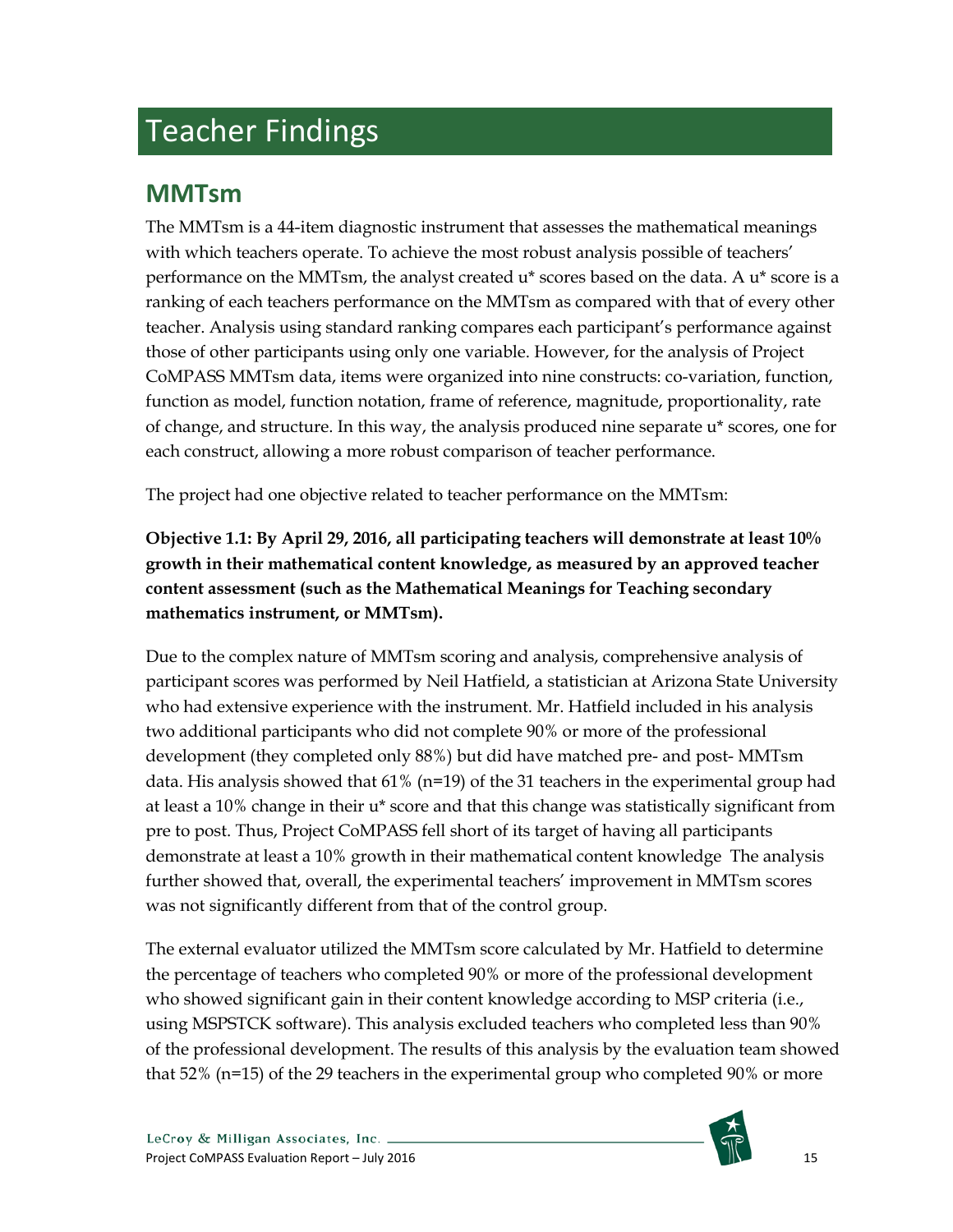// Teacher Findings

## MMTsm

The MMTsm is a 44-item diagnostic instrument that assesses the mathematical meanings with which teachers operate. To achieve the most robust analysis possible of teachers' performance on the MMTsm, the analyst created u* scores based on the data. A u* score is a ranking of each teachers performance on the MMTsm as compared with that of every other teacher. Analysis using standard ranking compares each participant's performance against those of other participants using only one variable. However, for the analysis of Project CoMPASS MMTsm data, items were organized into nine constructs: co-variation, function, function as model, function notation, frame of reference, magnitude, proportionality, rate of change, and structure. In this way, the analysis produced nine separate u* scores, one for each construct, allowing a more robust comparison of teacher performance.

The project had one objective related to teacher performance on the MMTsm:

**Objective 1.1: By April 29, 2016, all participating teachers will demonstrate at least 10% growth in their mathematical content knowledge, as measured by an approved teacher content assessment (such as the Mathematical Meanings for Teaching secondary mathematics instrument, or MMTsm).**

Due to the complex nature of MMTsm scoring and analysis, comprehensive analysis of participant scores was performed by Neil Hatfield, a statistician at Arizona State University who had extensive experience with the instrument. Mr. Hatfield included in his analysis two additional participants who did not complete 90% or more of the professional development (they completed only 88%) but did have matched pre- and post- MMTsm data. His analysis showed that 61% (n=19) of the 31 teachers in the experimental group had at least a 10% change in their u* score and that this change was statistically significant from pre to post. Thus, Project CoMPASS fell short of its target of having all participants demonstrate at least a 10% growth in their mathematical content knowledge The analysis further showed that, overall, the experimental teachers' improvement in MMTsm scores was not significantly different from that of the control group.

The external evaluator utilized the MMTsm score calculated by Mr. Hatfield to determine the percentage of teachers who completed 90% or more of the professional development who showed significant gain in their content knowledge according to MSP criteria (i.e., using MSPSTCK software). This analysis excluded teachers who completed less than 90% of the professional development. The results of this analysis by the evaluation team showed that 52% (n=15) of the 29 teachers in the experimental group who completed 90% or more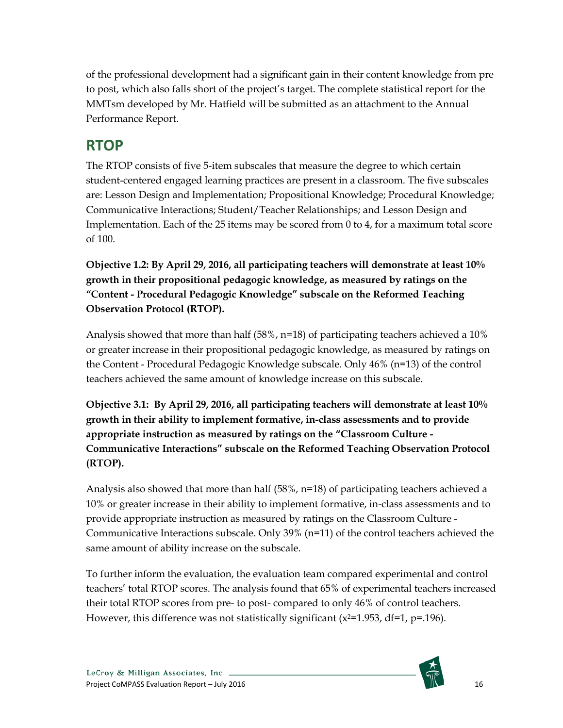of the professional development had a significant gain in their content knowledge from pre to post, which also falls short of the project's target. The complete statistical report for the MMTsm developed by Mr. Hatfield will be submitted as an attachment to the Annual Performance Report.

## RTOP

The RTOP consists of five 5-item subscales that measure the degree to which certain student-centered engaged learning practices are present in a classroom. The five subscales are: Lesson Design and Implementation; Propositional Knowledge; Procedural Knowledge; Communicative Interactions; Student/Teacher Relationships; and Lesson Design and Implementation. Each of the 25 items may be scored from 0 to 4, for a maximum total score of 100.

**Objective 1.2: By April 29, 2016, all participating teachers will demonstrate at least 10% growth in their propositional pedagogic knowledge, as measured by ratings on the "Content - Procedural Pedagogic Knowledge" subscale on the Reformed Teaching Observation Protocol (RTOP).**

Analysis showed that more than half (58%, n=18) of participating teachers achieved a 10% or greater increase in their propositional pedagogic knowledge, as measured by ratings on the Content - Procedural Pedagogic Knowledge subscale. Only 46% (n=13) of the control teachers achieved the same amount of knowledge increase on this subscale.

**Objective 3.1: By April 29, 2016, all participating teachers will demonstrate at least 10% growth in their ability to implement formative, in-class assessments and to provide appropriate instruction as measured by ratings on the "Classroom Culture - Communicative Interactions" subscale on the Reformed Teaching Observation Protocol (RTOP).**

Analysis also showed that more than half (58%, n=18) of participating teachers achieved a 10% or greater increase in their ability to implement formative, in-class assessments and to provide appropriate instruction as measured by ratings on the Classroom Culture - Communicative Interactions subscale. Only 39% (n=11) of the control teachers achieved the same amount of ability increase on the subscale.

To further inform the evaluation, the evaluation team compared experimental and control teachers' total RTOP scores. The analysis found that 65% of experimental teachers increased their total RTOP scores from pre- to post- compared to only 46% of control teachers. However, this difference was not statistically significant ($x^2$=1.953, df=1, p=.196).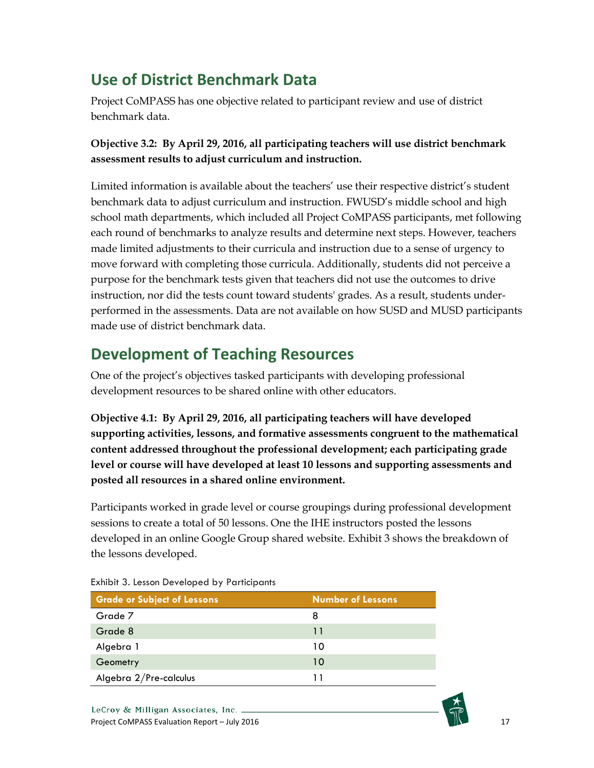## Use of District Benchmark Data

Project CoMPASS has one objective related to participant review and use of district benchmark data.

**Objective 3.2: By April 29, 2016, all participating teachers will use district benchmark assessment results to adjust curriculum and instruction.**

Limited information is available about the teachers' use their respective district's student benchmark data to adjust curriculum and instruction. FWUSD's middle school and high school math departments, which included all Project CoMPASS participants, met following each round of benchmarks to analyze results and determine next steps. However, teachers made limited adjustments to their curricula and instruction due to a sense of urgency to move forward with completing those curricula. Additionally, students did not perceive a purpose for the benchmark tests given that teachers did not use the outcomes to drive instruction, nor did the tests count toward students' grades. As a result, students under-performed in the assessments. Data are not available on how SUSD and MUSD participants made use of district benchmark data.

## Development of Teaching Resources

One of the project's objectives tasked participants with developing professional development resources to be shared online with other educators.

**Objective 4.1: By April 29, 2016, all participating teachers will have developed supporting activities, lessons, and formative assessments congruent to the mathematical content addressed throughout the professional development; each participating grade level or course will have developed at least 10 lessons and supporting assessments and posted all resources in a shared online environment.**

Participants worked in grade level or course groupings during professional development sessions to create a total of 50 lessons. One the IHE instructors posted the lessons developed in an online Google Group shared website. Exhibit 3 shows the breakdown of the lessons developed.

Exhibit 3. Lesson Developed by Participants

| Grade or Subject of Lessons | Number of Lessons |
|---|---|
| Grade 7 | 8 |
| Grade 8 | 11 |
| Algebra 1 | 10 |
| Geometry | 10 |
| Algebra 2/Pre-calculus | 11 |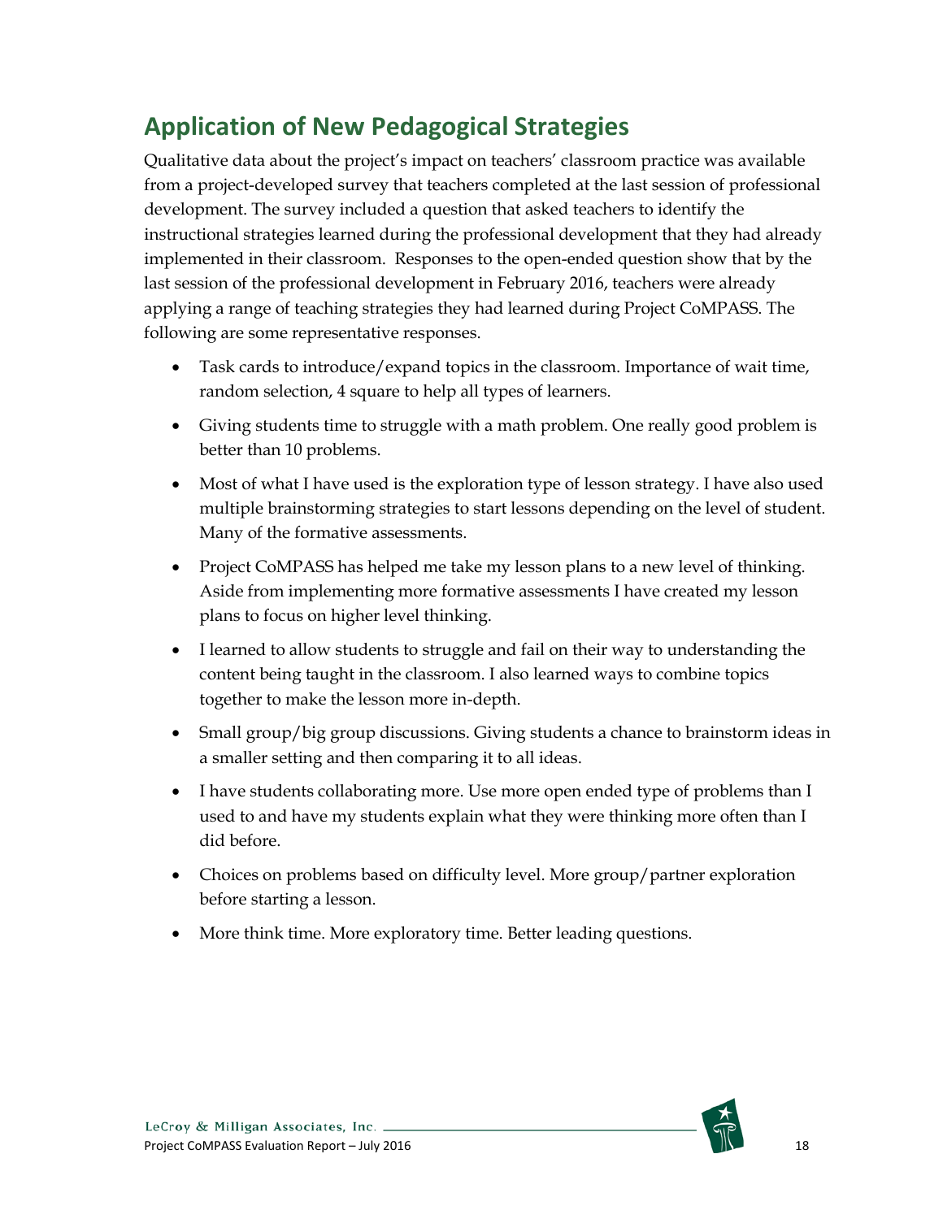## Application of New Pedagogical Strategies

Qualitative data about the project's impact on teachers' classroom practice was available from a project-developed survey that teachers completed at the last session of professional development. The survey included a question that asked teachers to identify the instructional strategies learned during the professional development that they had already implemented in their classroom. Responses to the open-ended question show that by the last session of the professional development in February 2016, teachers were already applying a range of teaching strategies they had learned during Project CoMPASS. The following are some representative responses.

- Task cards to introduce/expand topics in the classroom. Importance of wait time, random selection, 4 square to help all types of learners.
- Giving students time to struggle with a math problem. One really good problem is better than 10 problems.
- Most of what I have used is the exploration type of lesson strategy. I have also used multiple brainstorming strategies to start lessons depending on the level of student. Many of the formative assessments.
- Project CoMPASS has helped me take my lesson plans to a new level of thinking. Aside from implementing more formative assessments I have created my lesson plans to focus on higher level thinking.
- I learned to allow students to struggle and fail on their way to understanding the content being taught in the classroom. I also learned ways to combine topics together to make the lesson more in-depth.
- Small group/big group discussions. Giving students a chance to brainstorm ideas in a smaller setting and then comparing it to all ideas.
- I have students collaborating more. Use more open ended type of problems than I used to and have my students explain what they were thinking more often than I did before.
- Choices on problems based on difficulty level. More group/partner exploration before starting a lesson.
- More think time. More exploratory time. Better leading questions.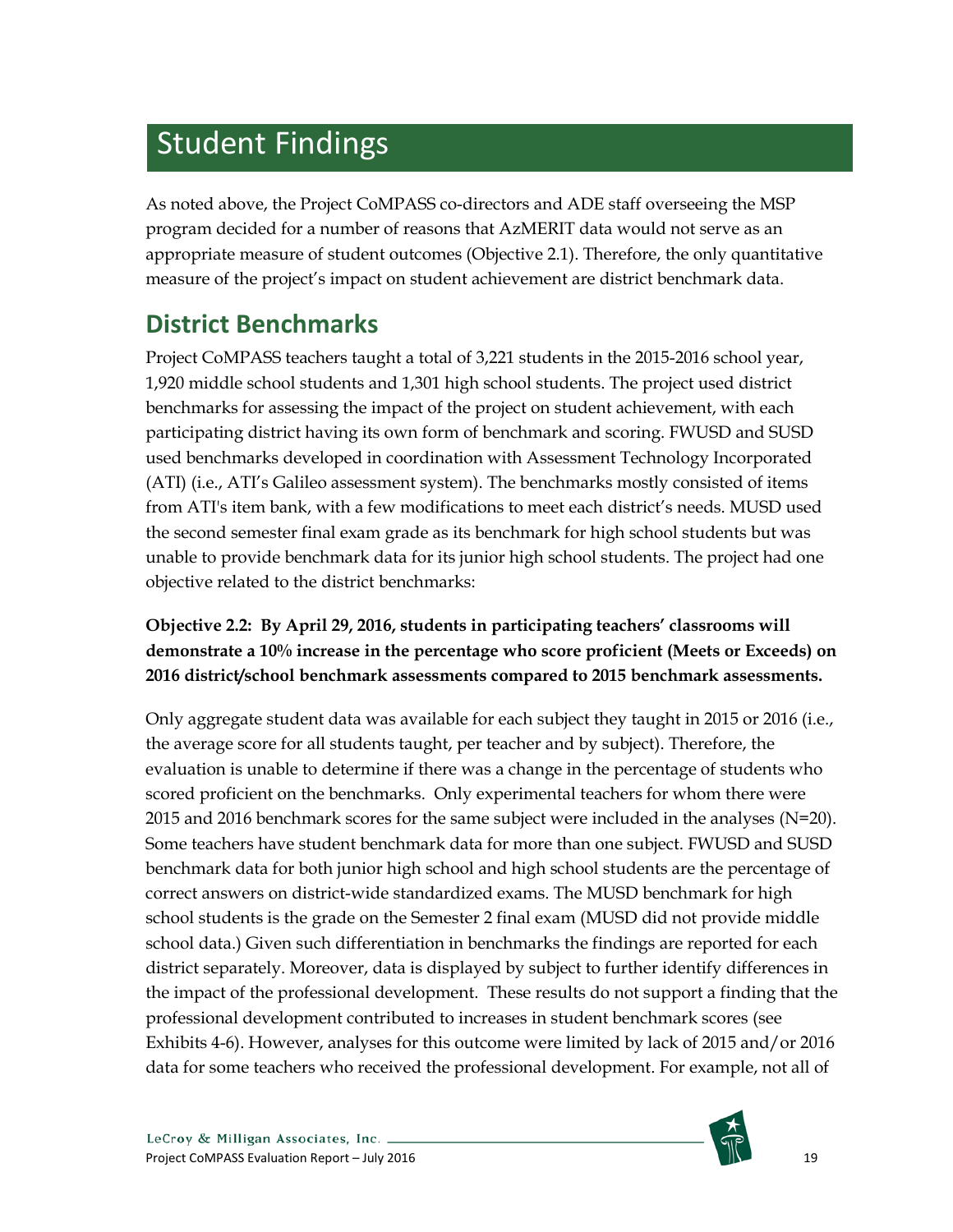# Student Findings

As noted above, the Project CoMPASS co-directors and ADE staff overseeing the MSP program decided for a number of reasons that AzMERIT data would not serve as an appropriate measure of student outcomes (Objective 2.1). Therefore, the only quantitative measure of the project's impact on student achievement are district benchmark data.

## District Benchmarks

Project CoMPASS teachers taught a total of 3,221 students in the 2015-2016 school year, 1,920 middle school students and 1,301 high school students. The project used district benchmarks for assessing the impact of the project on student achievement, with each participating district having its own form of benchmark and scoring. FWUSD and SUSD used benchmarks developed in coordination with Assessment Technology Incorporated (ATI) (i.e., ATI's Galileo assessment system). The benchmarks mostly consisted of items from ATI's item bank, with a few modifications to meet each district's needs. MUSD used the second semester final exam grade as its benchmark for high school students but was unable to provide benchmark data for its junior high school students. The project had one objective related to the district benchmarks:

**Objective 2.2: By April 29, 2016, students in participating teachers' classrooms will demonstrate a 10% increase in the percentage who score proficient (Meets or Exceeds) on 2016 district/school benchmark assessments compared to 2015 benchmark assessments.**

Only aggregate student data was available for each subject they taught in 2015 or 2016 (i.e., the average score for all students taught, per teacher and by subject). Therefore, the evaluation is unable to determine if there was a change in the percentage of students who scored proficient on the benchmarks. Only experimental teachers for whom there were 2015 and 2016 benchmark scores for the same subject were included in the analyses (N=20). Some teachers have student benchmark data for more than one subject. FWUSD and SUSD benchmark data for both junior high school and high school students are the percentage of correct answers on district-wide standardized exams. The MUSD benchmark for high school students is the grade on the Semester 2 final exam (MUSD did not provide middle school data.) Given such differentiation in benchmarks the findings are reported for each district separately. Moreover, data is displayed by subject to further identify differences in the impact of the professional development. These results do not support a finding that the professional development contributed to increases in student benchmark scores (see Exhibits 4-6). However, analyses for this outcome were limited by lack of 2015 and/or 2016 data for some teachers who received the professional development. For example, not all of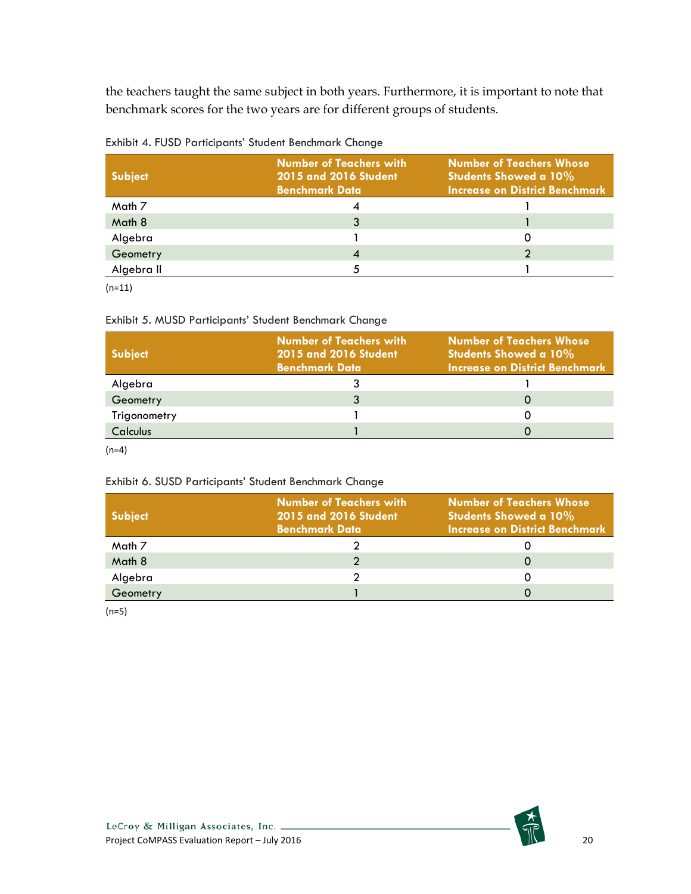the teachers taught the same subject in both years. Furthermore, it is important to note that benchmark scores for the two years are for different groups of students.

Exhibit 4. FUSD Participants' Student Benchmark Change

| Subject | Number of Teachers with 2015 and 2016 Student Benchmark Data | Number of Teachers Whose Students Showed a 10% Increase on District Benchmark |
|---|---|---|
| Math 7 | 4 | 1 |
| Math 8 | 3 | 1 |
| Algebra | 1 | 0 |
| Geometry | 4 | 2 |
| Algebra II | 5 | 1 |

(n=11)

Exhibit 5. MUSD Participants' Student Benchmark Change

| Subject | Number of Teachers with 2015 and 2016 Student Benchmark Data | Number of Teachers Whose Students Showed a 10% Increase on District Benchmark |
|---|---|---|
| Algebra | 3 | 1 |
| Geometry | 3 | 0 |
| Trigonometry | 1 | 0 |
| Calculus | 1 | 0 |

(n=4)

Exhibit 6. SUSD Participants' Student Benchmark Change

| Subject | Number of Teachers with 2015 and 2016 Student Benchmark Data | Number of Teachers Whose Students Showed a 10% Increase on District Benchmark |
|---|---|---|
| Math 7 | 2 | 0 |
| Math 8 | 2 | 0 |
| Algebra | 2 | 0 |
| Geometry | 1 | 0 |

(n=5)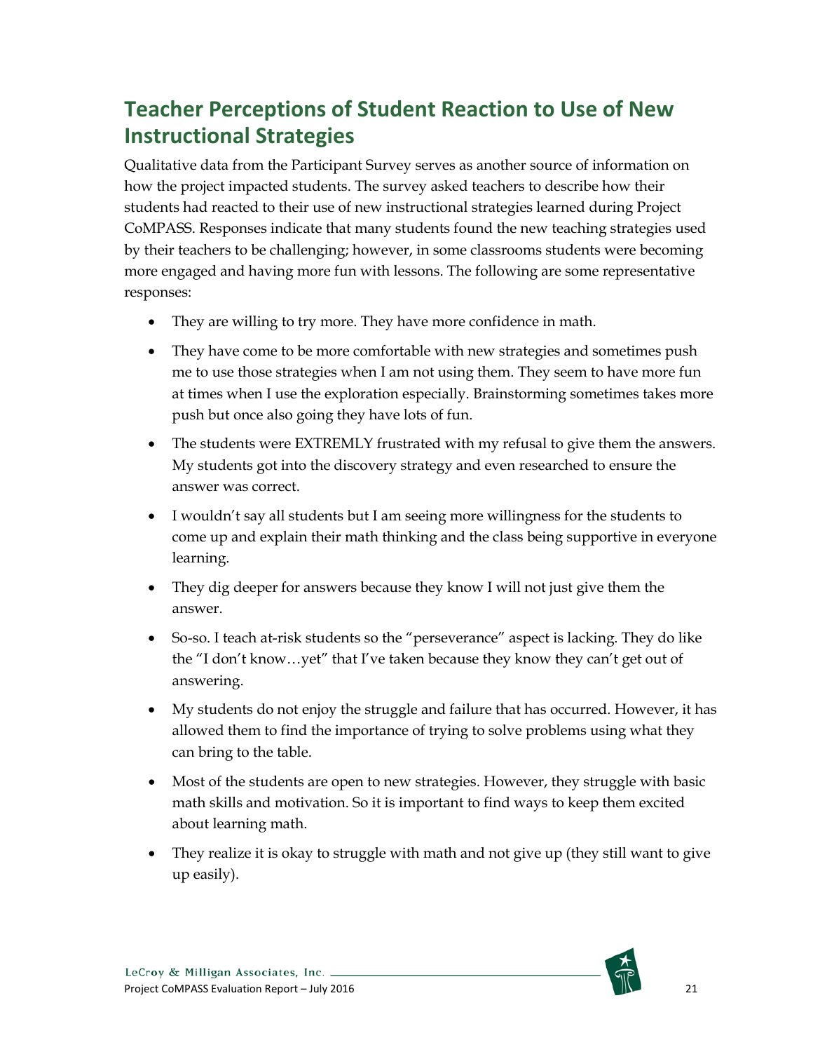## Teacher Perceptions of Student Reaction to Use of New Instructional Strategies

Qualitative data from the Participant Survey serves as another source of information on how the project impacted students. The survey asked teachers to describe how their students had reacted to their use of new instructional strategies learned during Project CoMPASS. Responses indicate that many students found the new teaching strategies used by their teachers to be challenging; however, in some classrooms students were becoming more engaged and having more fun with lessons. The following are some representative responses:

- They are willing to try more. They have more confidence in math.
- They have come to be more comfortable with new strategies and sometimes push me to use those strategies when I am not using them. They seem to have more fun at times when I use the exploration especially. Brainstorming sometimes takes more push but once also going they have lots of fun.
- The students were EXTREMLY frustrated with my refusal to give them the answers. My students got into the discovery strategy and even researched to ensure the answer was correct.
- I wouldn't say all students but I am seeing more willingness for the students to come up and explain their math thinking and the class being supportive in everyone learning.
- They dig deeper for answers because they know I will not just give them the answer.
- So-so. I teach at-risk students so the "perseverance" aspect is lacking. They do like the "I don't know…yet" that I've taken because they know they can't get out of answering.
- My students do not enjoy the struggle and failure that has occurred. However, it has allowed them to find the importance of trying to solve problems using what they can bring to the table.
- Most of the students are open to new strategies. However, they struggle with basic math skills and motivation. So it is important to find ways to keep them excited about learning math.
- They realize it is okay to struggle with math and not give up (they still want to give up easily).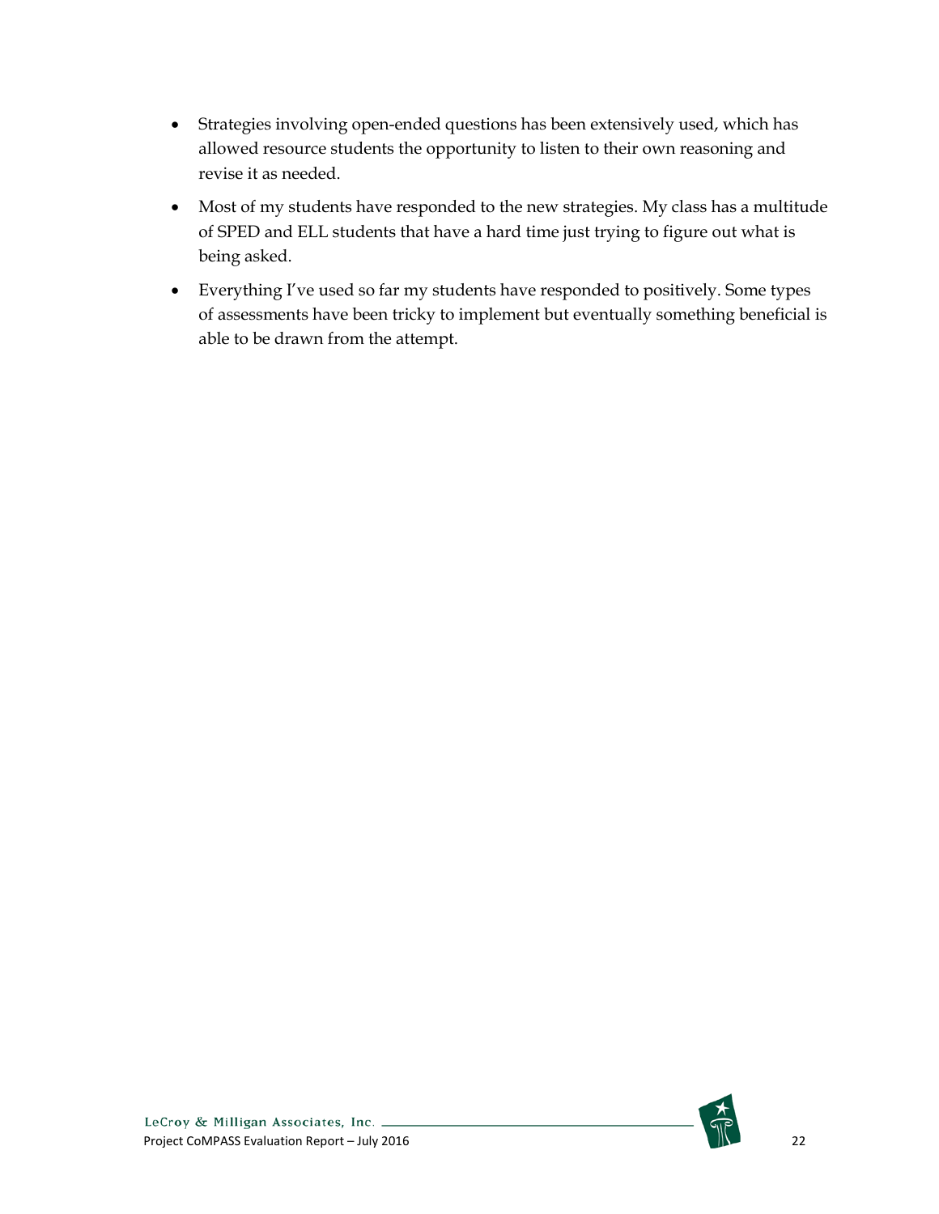- Strategies involving open-ended questions has been extensively used, which has allowed resource students the opportunity to listen to their own reasoning and revise it as needed.
- Most of my students have responded to the new strategies. My class has a multitude of SPED and ELL students that have a hard time just trying to figure out what is being asked.
- Everything I've used so far my students have responded to positively. Some types of assessments have been tricky to implement but eventually something beneficial is able to be drawn from the attempt.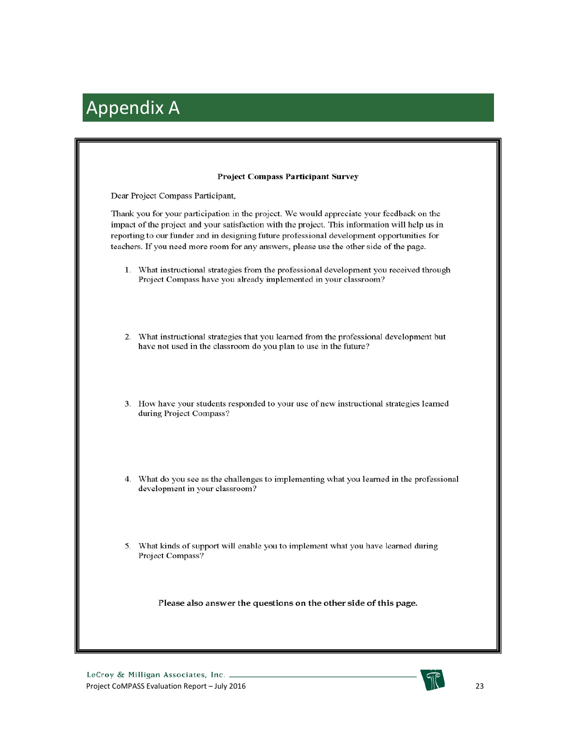# Appendix A

**Project Compass Participant Survey**

Dear Project Compass Participant,

Thank you for your participation in the project. We would appreciate your feedback on the impact of the project and your satisfaction with the project. This information will help us in reporting to our funder and in designing future professional development opportunities for teachers. If you need more room for any answers, please use the other side of the page.

1. What instructional strategies from the professional development you received through Project Compass have you already implemented in your classroom?

2. What instructional strategies that you learned from the professional development but have not used in the classroom do you plan to use in the future?

3. How have your students responded to your use of new instructional strategies learned during Project Compass?

4. What do you see as the challenges to implementing what you learned in the professional development in your classroom?

5. What kinds of support will enable you to implement what you have learned during Project Compass?

**Please also answer the questions on the other side of this page.**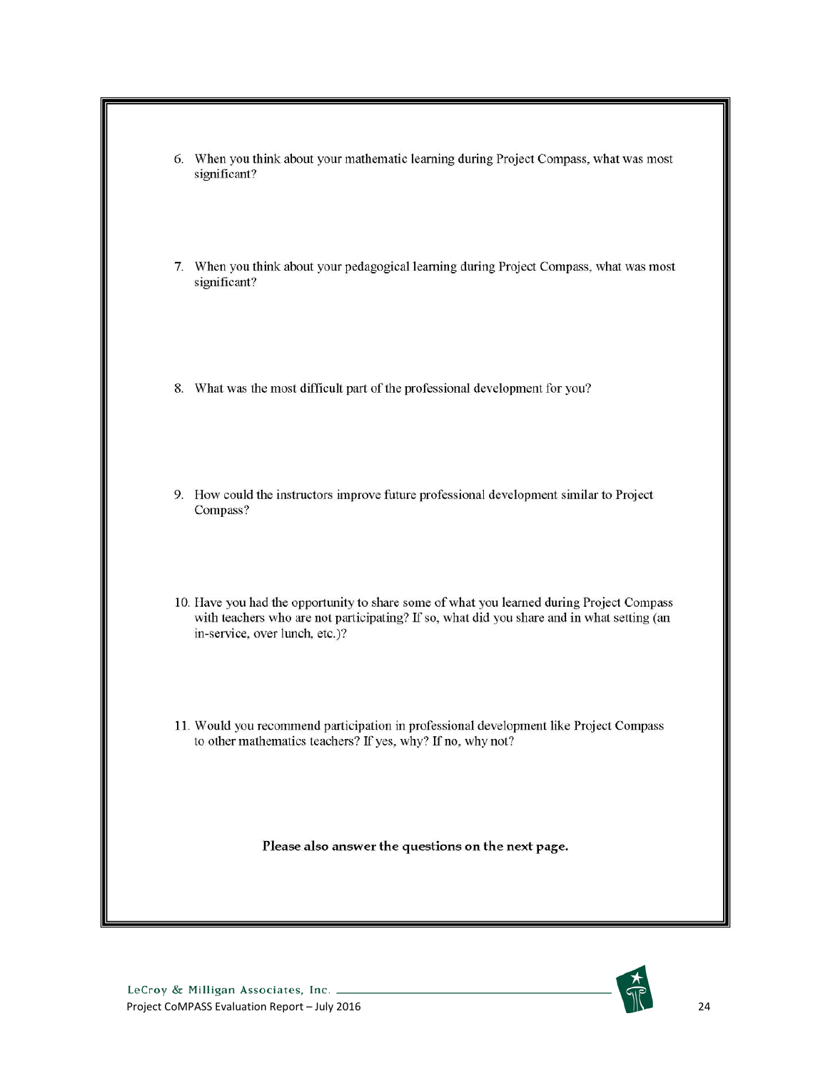6. When you think about your mathematic learning during Project Compass, what was most significant?

7. When you think about your pedagogical learning during Project Compass, what was most significant?

8. What was the most difficult part of the professional development for you?

9. How could the instructors improve future professional development similar to Project Compass?

10. Have you had the opportunity to share some of what you learned during Project Compass with teachers who are not participating? If so, what did you share and in what setting (an in-service, over lunch, etc.)?

11. Would you recommend participation in professional development like Project Compass to other mathematics teachers? If yes, why? If no, why not?

**Please also answer the questions on the next page.**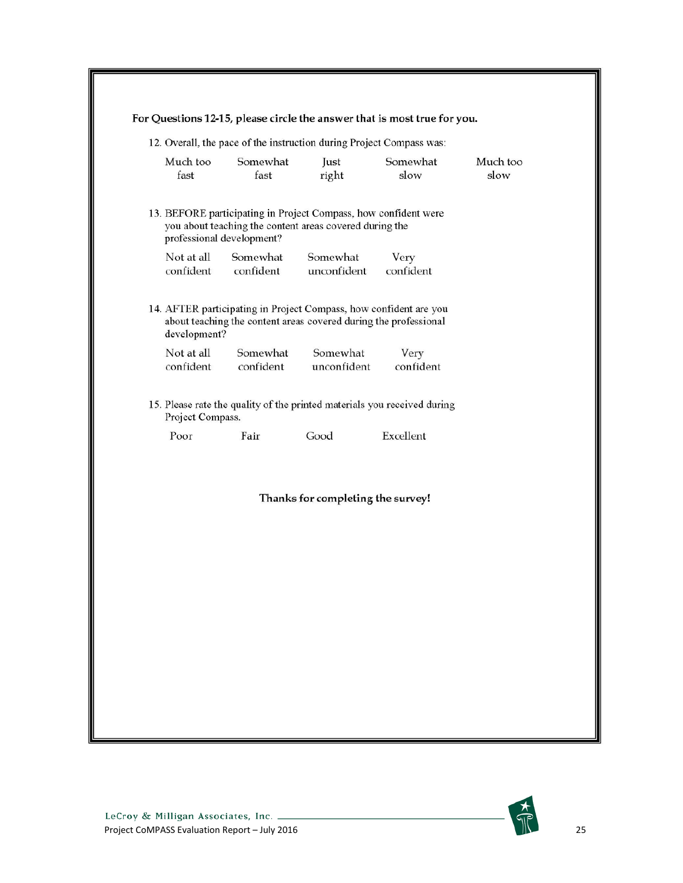**For Questions 12-15, please circle the answer that is most true for you.**

12. Overall, the pace of the instruction during Project Compass was:

Much too fast    Somewhat fast    Just right    Somewhat slow    Much too slow

13. BEFORE participating in Project Compass, how confident were you about teaching the content areas covered during the professional development?

Not at all confident    Somewhat confident    Somewhat unconfident    Very confident

14. AFTER participating in Project Compass, how confident are you about teaching the content areas covered during the professional development?

Not at all confident    Somewhat confident    Somewhat unconfident    Very confident

15. Please rate the quality of the printed materials you received during Project Compass.

Poor    Fair    Good    Excellent

**Thanks for completing the survey!**